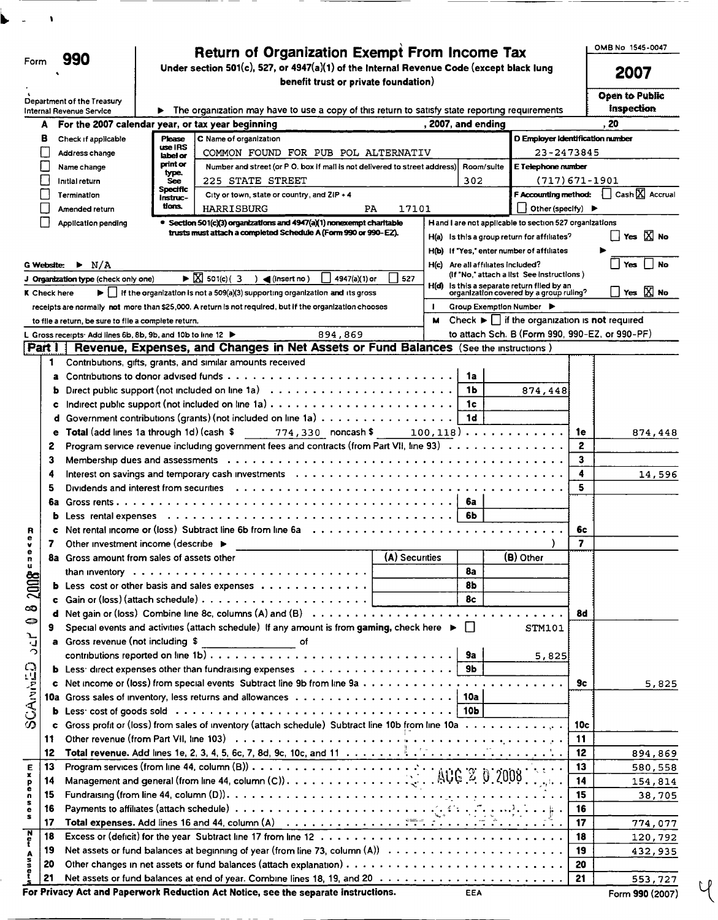Form **990**

# Return of Organization Exempt From Income Tax

**Under section 501(c), 527, or 4947(a)(1) of the Internal Revenue Code (except black lung benefit trust or private foundation)**

Department of the Treasury
Internal Revenue Service

► The organization may have to use a copy of this return to satisfy state reporting requirements

OMB No 1545-0047

**2007**

**Open to Public Inspection**

**A** For the 2007 calendar year, or tax year beginning , 2007, and ending , 20

**B** Check if applicable:
- [ ] Address change
- [ ] Name change
- [ ] Initial return
- [ ] Termination
- [ ] Amended return
- [ ] Application pending

Please use IRS label or print or type. See Specific Instructions.

**C** Name of organization: COMMON FOUND FOR PUB POL ALTERNATIV

Number and street (or P O. box if mail is not delivered to street address): 225 STATE STREET — Room/suite: 302

City or town, state or country, and ZIP + 4: HARRISBURG PA 17101

**D** Employer identification number: 23-2473845

**E** Telephone number: (717)671-1901

**F** Accounting method: [ ] Cash [X] Accrual [ ] Other (specify) ►

• Section 501(c)(3) organizations and 4947(a)(1) nonexempt charitable trusts must attach a completed Schedule A (Form 990 or 990-EZ).

H and I are not applicable to section 527 organizations

H(a) Is this a group return for affiliates? [ ] Yes [X] No

H(b) If "Yes," enter number of affiliates ►

H(c) Are all affiliates included? [ ] Yes [ ] No (If "No," attach a list See instructions )

H(d) Is this a separate return filed by an organization covered by a group ruling? [ ] Yes [X] No

**I** Group Exemption Number ►

**G** Website: ► N/A

**J** Organization type (check only one) ► [X] 501(c)( 3 ) ◄ (insert no) [ ] 4947(a)(1) or [ ] 527

**K** Check here ► [ ] if the organization is not a 509(a)(3) supporting organization and its gross receipts are normally not more than $25,000. A return is not required, but if the organization chooses to file a return, be sure to file a complete return.

**M** Check ► [ ] if the organization is not required to attach Sch. B (Form 990, 990-EZ, or 990-PF)

**L** Gross receipts: Add lines 6b, 8b, 9b, and 10b to line 12 ► 894,869

## Part I Revenue, Expenses, and Changes in Net Assets or Fund Balances (See the instructions )

| Line | Description | Ref | Amount | Line | Total |
|---|---|---|---|---|---|
| 1 | Contributions, gifts, grants, and similar amounts received | | | | |
| a | Contributions to donor advised funds | 1a | | | |
| b | Direct public support (not included on line 1a) | 1b | 874,448 | | |
| c | Indirect public support (not included on line 1a) | 1c | | | |
| d | Government contributions (grants) (not included on line 1a) | 1d | | | |
| e | Total (add lines 1a through 1d) (cash $ 774,330 noncash $ 100,118) | | | 1e | 874,448 |
| 2 | Program service revenue including government fees and contracts (from Part VII, line 93) | | | 2 | |
| 3 | Membership dues and assessments | | | 3 | |
| 4 | Interest on savings and temporary cash investments | | | 4 | 14,596 |
| 5 | Dividends and interest from securities | | | 5 | |
| 6a | Gross rents | 6a | | | |
| b | Less rental expenses | 6b | | | |
| c | Net rental income or (loss) Subtract line 6b from line 6a | | | 6c | |
| 7 | Other investment income (describe ► ) | | | 7 | |

| Line | Description | (A) Securities | Ref | (B) Other | Line | Total |
|---|---|---|---|---|---|---|
| 8a | Gross amount from sales of assets other than inventory | | 8a | | | |
| b | Less cost or other basis and sales expenses | | 8b | | | |
| c | Gain or (loss) (attach schedule) | | 8c | | | |
| d | Net gain or (loss) Combine line 8c, columns (A) and (B) | | | | 8d | |

| Line | Description | Ref | Amount | Line | Total |
|---|---|---|---|---|---|
| 9 | Special events and activities (attach schedule) If any amount is from gaming, check here ► [ ] | | STM101 | | |
| a | Gross revenue (not including $ of contributions reported on line 1b) | 9a | 5,825 | | |
| b | Less direct expenses other than fundraising expenses | 9b | | | |
| c | Net income or (loss) from special events Subtract line 9b from line 9a | | | 9c | 5,825 |
| 10a | Gross sales of inventory, less returns and allowances | 10a | | | |
| b | Less cost of goods sold | 10b | | | |
| c | Gross profit or (loss) from sales of inventory (attach schedule) Subtract line 10b from line 10a | | | 10c | |
| 11 | Other revenue (from Part VII, line 103) | | | 11 | |
| 12 | **Total revenue.** Add lines 1e, 2, 3, 4, 5, 6c, 7, 8d, 9c, 10c, and 11 | | | 12 | 894,869 |
| 13 | Program services (from line 44, column (B)) | | | 13 | 580,558 |
| 14 | Management and general (from line 44, column (C)) | | | 14 | 154,814 |
| 15 | Fundraising (from line 44, column (D)) | | | 15 | 38,705 |
| 16 | Payments to affiliates (attach schedule) | | | 16 | |
| 17 | **Total expenses.** Add lines 16 and 44, column (A) | | | 17 | 774,077 |
| 18 | Excess or (deficit) for the year Subtract line 17 from line 12 | | | 18 | 120,792 |
| 19 | Net assets or fund balances at beginning of year (from line 73, column (A)) | | | 19 | 432,935 |
| 20 | Other changes in net assets or fund balances (attach explanation) | | | 20 | |
| 21 | Net assets or fund balances at end of year. Combine lines 18, 19, and 20 | | | 21 | 553,727 |

**For Privacy Act and Paperwork Reduction Act Notice, see the separate instructions.** EEA Form 990 (2007)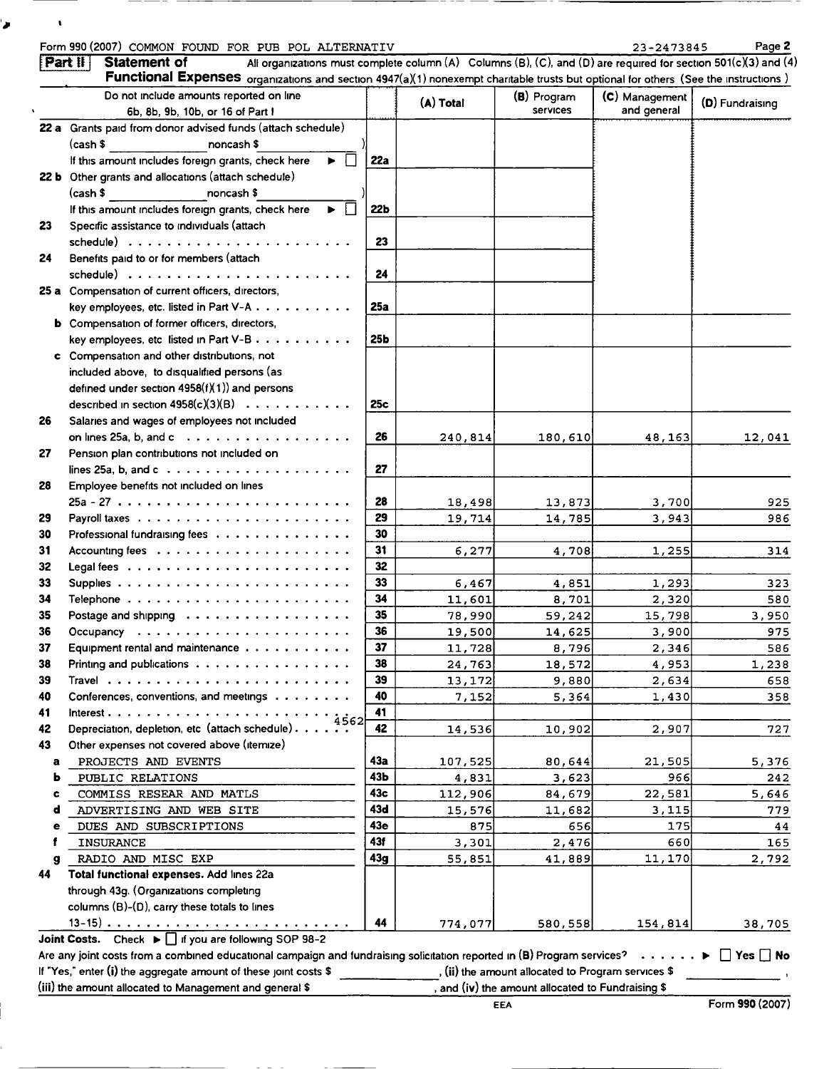Form 990 (2007) COMMON FOUND FOR PUB POL ALTERNATIV 23-2473845 Page 2

**Part II Statement of Functional Expenses** All organizations must complete column (A) Columns (B), (C), and (D) are required for section 501(c)(3) and (4) organizations and section 4947(a)(1) nonexempt charitable trusts but optional for others (See the instructions )

| | Do not include amounts reported on line 6b, 8b, 9b, 10b, or 16 of Part I | | (A) Total | (B) Program services | (C) Management and general | (D) Fundraising |
|---|---|---|---|---|---|---|
| 22 a | Grants paid from donor advised funds (attach schedule) (cash $ noncash $ ) If this amount includes foreign grants, check here ▶ ☐ | 22a | | | | |
| 22 b | Other grants and allocations (attach schedule) (cash $ noncash $ ) If this amount includes foreign grants, check here ▶ ☐ | 22b | | | | |
| 23 | Specific assistance to individuals (attach schedule) | 23 | | | | |
| 24 | Benefits paid to or for members (attach schedule) | 24 | | | | |
| 25 a | Compensation of current officers, directors, key employees, etc. listed in Part V-A | 25a | | | | |
| b | Compensation of former officers, directors, key employees, etc listed in Part V-B | 25b | | | | |
| c | Compensation and other distributions, not included above, to disqualified persons (as defined under section 4958(f)(1)) and persons described in section 4958(c)(3)(B) | 25c | | | | |
| 26 | Salaries and wages of employees not included on lines 25a, b, and c | 26 | 240,814 | 180,610 | 48,163 | 12,041 |
| 27 | Pension plan contributions not included on lines 25a, b, and c | 27 | | | | |
| 28 | Employee benefits not included on lines 25a - 27 | 28 | 18,498 | 13,873 | 3,700 | 925 |
| 29 | Payroll taxes | 29 | 19,714 | 14,785 | 3,943 | 986 |
| 30 | Professional fundraising fees | 30 | | | | |
| 31 | Accounting fees | 31 | 6,277 | 4,708 | 1,255 | 314 |
| 32 | Legal fees | 32 | | | | |
| 33 | Supplies | 33 | 6,467 | 4,851 | 1,293 | 323 |
| 34 | Telephone | 34 | 11,601 | 8,701 | 2,320 | 580 |
| 35 | Postage and shipping | 35 | 78,990 | 59,242 | 15,798 | 3,950 |
| 36 | Occupancy | 36 | 19,500 | 14,625 | 3,900 | 975 |
| 37 | Equipment rental and maintenance | 37 | 11,728 | 8,796 | 2,346 | 586 |
| 38 | Printing and publications | 38 | 24,763 | 18,572 | 4,953 | 1,238 |
| 39 | Travel | 39 | 13,172 | 9,880 | 2,634 | 658 |
| 40 | Conferences, conventions, and meetings | 40 | 7,152 | 5,364 | 1,430 | 358 |
| 41 | Interest | 41 | | | | |
| 42 | Depreciation, depletion, etc (attach schedule) 4562 | 42 | 14,536 | 10,902 | 2,907 | 727 |
| 43 | Other expenses not covered above (itemize) | | | | | |
| a | PROJECTS AND EVENTS | 43a | 107,525 | 80,644 | 21,505 | 5,376 |
| b | PUBLIC RELATIONS | 43b | 4,831 | 3,623 | 966 | 242 |
| c | COMMISS RESEAR AND MATLS | 43c | 112,906 | 84,679 | 22,581 | 5,646 |
| d | ADVERTISING AND WEB SITE | 43d | 15,576 | 11,682 | 3,115 | 779 |
| e | DUES AND SUBSCRIPTIONS | 43e | 875 | 656 | 175 | 44 |
| f | INSURANCE | 43f | 3,301 | 2,476 | 660 | 165 |
| g | RADIO AND MISC EXP | 43g | 55,851 | 41,889 | 11,170 | 2,792 |
| 44 | **Total functional expenses.** Add lines 22a through 43g. (Organizations completing columns (B)-(D), carry these totals to lines 13-15) | 44 | 774,077 | 580,558 | 154,814 | 38,705 |

**Joint Costs.** Check ▶ ☐ if you are following SOP 98-2

Are any joint costs from a combined educational campaign and fundraising solicitation reported in (B) Program services? ▶ ☐ Yes ☐ No

If "Yes," enter (i) the aggregate amount of these joint costs $ \_\_\_\_\_\_\_\_, (ii) the amount allocated to Program services $ \_\_\_\_\_\_\_\_, (iii) the amount allocated to Management and general $ \_\_\_\_\_\_\_\_, and (iv) the amount allocated to Fundraising $ \_\_\_\_\_\_\_\_

EEA Form 990 (2007)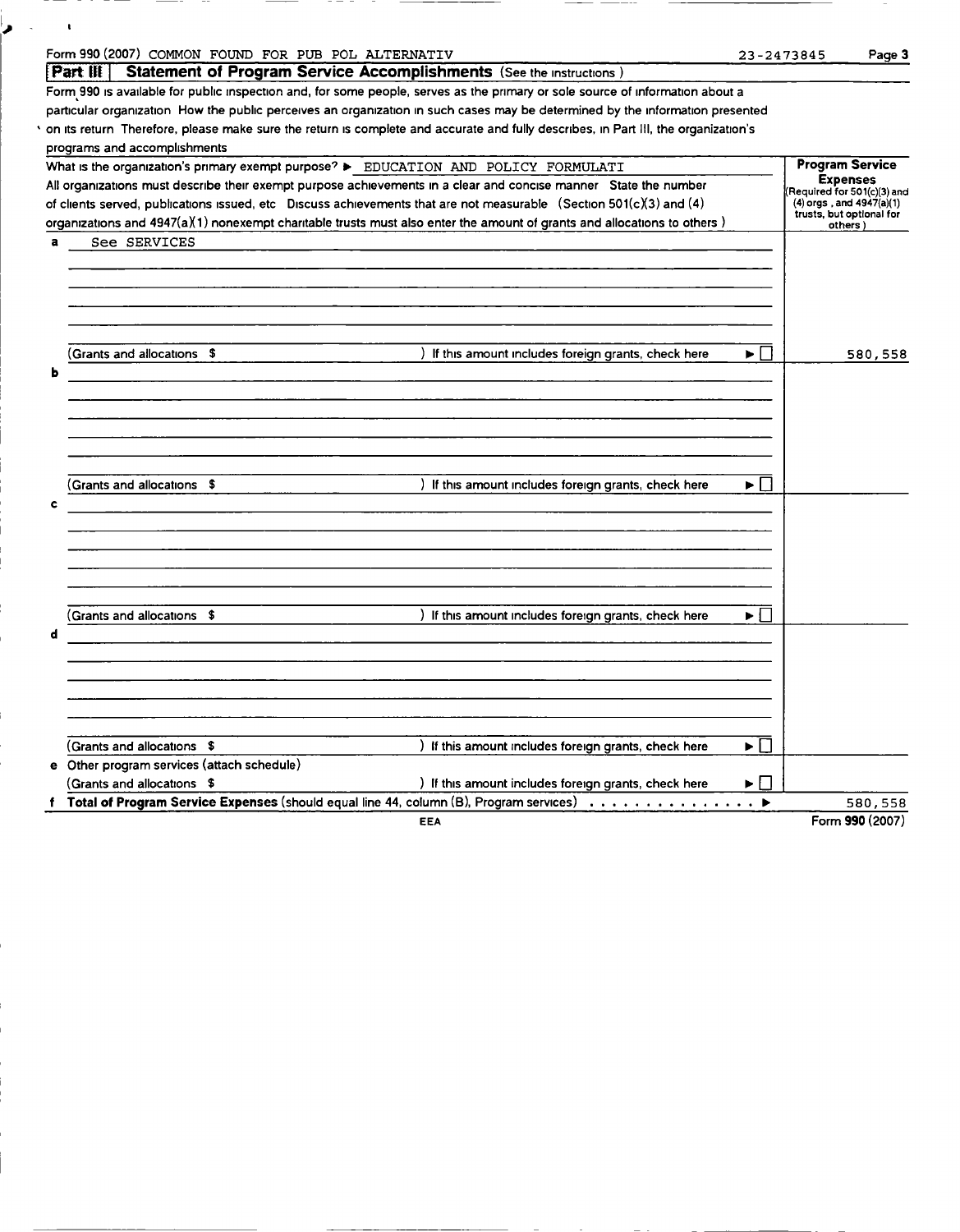Form 990 (2007) COMMON FOUND FOR PUB POL ALTERNATIV 23-2473845

## Part III Statement of Program Service Accomplishments (See the instructions )

Form 990 is available for public inspection and, for some people, serves as the primary or sole source of information about a particular organization How the public perceives an organization in such cases may be determined by the information presented on its return Therefore, please make sure the return is complete and accurate and fully describes, in Part III, the organization's programs and accomplishments

What is the organization's primary exempt purpose? ▶ EDUCATION AND POLICY FORMULATI

All organizations must describe their exempt purpose achievements in a clear and concise manner State the number of clients served, publications issued, etc Discuss achievements that are not measurable (Section 501(c)(3) and (4) organizations and 4947(a)(1) nonexempt charitable trusts must also enter the amount of grants and allocations to others )

| | | Program Service Expenses (Required for 501(c)(3) and (4) orgs , and 4947(a)(1) trusts, but optional for others ) |
|---|---|---|
| a | See SERVICES | |
| | (Grants and allocations $ ) If this amount includes foreign grants, check here ▶ ☐ | 580,558 |
| b | | |
| | (Grants and allocations $ ) If this amount includes foreign grants, check here ▶ ☐ | |
| c | | |
| | (Grants and allocations $ ) If this amount includes foreign grants, check here ▶ ☐ | |
| d | | |
| | (Grants and allocations $ ) If this amount includes foreign grants, check here ▶ ☐ | |
| e | Other program services (attach schedule) (Grants and allocations $ ) If this amount includes foreign grants, check here ▶ ☐ | |
| f | **Total of Program Service Expenses** (should equal line 44, column (B), Program services) ▶ | 580,558 |

EEA

Form 990 (2007)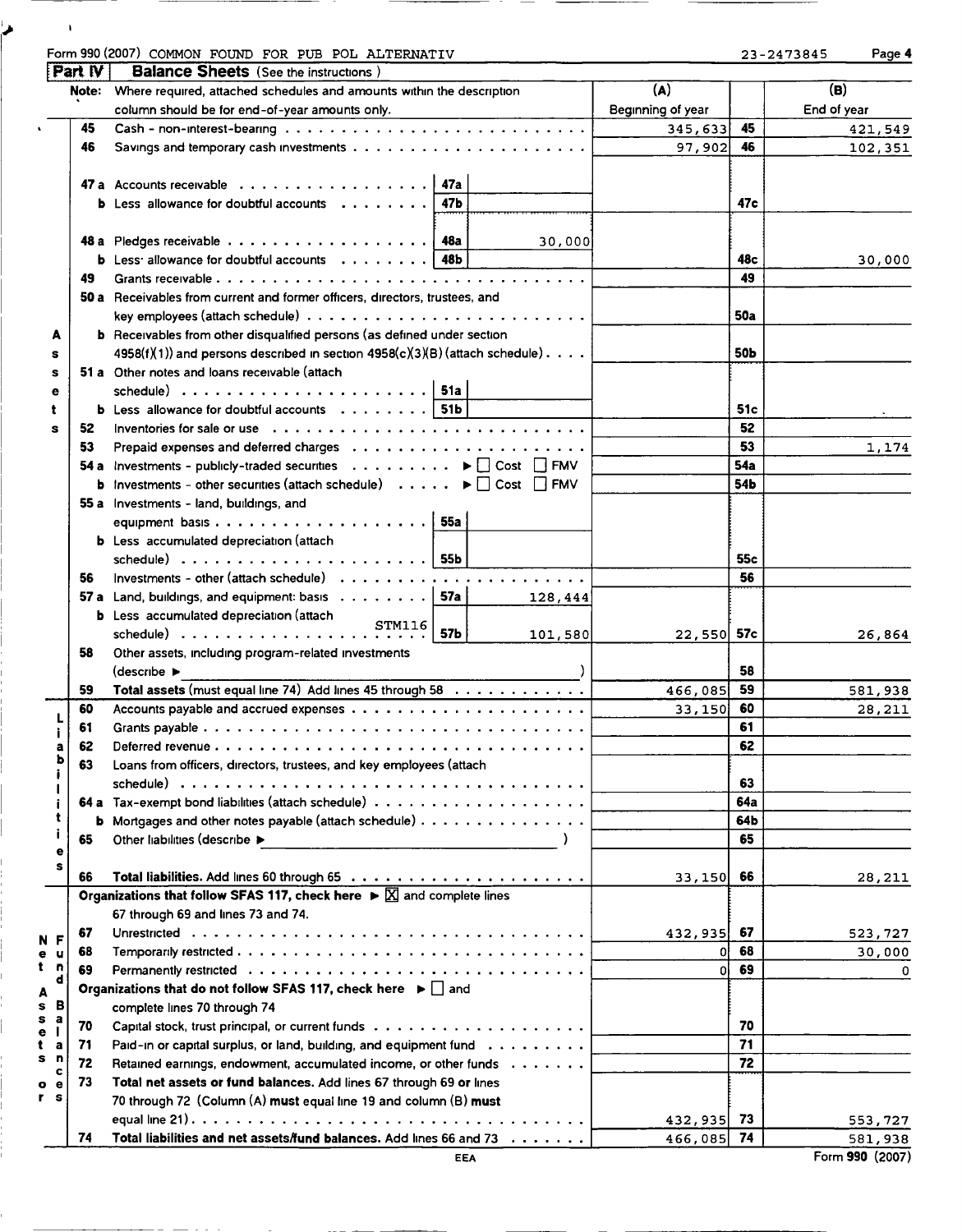Form 990 (2007) COMMON FOUND FOR PUB POL ALTERNATIV 23-2473845

## Part IV Balance Sheets (See the instructions.)

**Note:** Where required, attached schedules and amounts within the description column should be for end-of-year amounts only.

| | | | (A) Beginning of year | | (B) End of year |
|---|---|---|---|---|---|
| **Assets** | 45 | Cash - non-interest-bearing | 345,633 | 45 | 421,549 |
| | 46 | Savings and temporary cash investments | 97,902 | 46 | 102,351 |
| | 47a | Accounts receivable — 47a | | | |
| | b | Less allowance for doubtful accounts — 47b | | 47c | |
| | 48a | Pledges receivable — 48a 30,000 | | | |
| | b | Less allowance for doubtful accounts — 48b | | 48c | 30,000 |
| | 49 | Grants receivable | | 49 | |
| | 50a | Receivables from current and former officers, directors, trustees, and key employees (attach schedule) | | 50a | |
| | b | Receivables from other disqualified persons (as defined under section 4958(f)(1)) and persons described in section 4958(c)(3)(B) (attach schedule) | | 50b | |
| | 51a | Other notes and loans receivable (attach schedule) — 51a | | | |
| | b | Less allowance for doubtful accounts — 51b | | 51c | |
| | 52 | Inventories for sale or use | | 52 | |
| | 53 | Prepaid expenses and deferred charges | | 53 | 1,174 |
| | 54a | Investments - publicly-traded securities ▶ ☐ Cost ☐ FMV | | 54a | |
| | b | Investments - other securities (attach schedule) ▶ ☐ Cost ☐ FMV | | 54b | |
| | 55a | Investments - land, buildings, and equipment basis — 55a | | | |
| | b | Less accumulated depreciation (attach schedule) — 55b | | 55c | |
| | 56 | Investments - other (attach schedule) | | 56 | |
| | 57a | Land, buildings, and equipment: basis — 57a 128,444 | | | |
| | b | Less accumulated depreciation (attach schedule) STM116 — 57b 101,580 | 22,550 | 57c | 26,864 |
| | 58 | Other assets, including program-related investments (describe ▶ ) | | 58 | |
| | 59 | **Total assets** (must equal line 74) Add lines 45 through 58 | 466,085 | 59 | 581,938 |
| **Liabilities** | 60 | Accounts payable and accrued expenses | 33,150 | 60 | 28,211 |
| | 61 | Grants payable | | 61 | |
| | 62 | Deferred revenue | | 62 | |
| | 63 | Loans from officers, directors, trustees, and key employees (attach schedule) | | 63 | |
| | 64a | Tax-exempt bond liabilities (attach schedule) | | 64a | |
| | b | Mortgages and other notes payable (attach schedule) | | 64b | |
| | 65 | Other liabilities (describe ▶ ) | | 65 | |
| | 66 | **Total liabilities.** Add lines 60 through 65 | 33,150 | 66 | 28,211 |
| **Net Assets or Fund Balances** | | **Organizations that follow SFAS 117, check here** ▶ ☒ and complete lines 67 through 69 and lines 73 and 74. | | | |
| | 67 | Unrestricted | 432,935 | 67 | 523,727 |
| | 68 | Temporarily restricted | 0 | 68 | 30,000 |
| | 69 | Permanently restricted | 0 | 69 | 0 |
| | | **Organizations that do not follow SFAS 117, check here** ▶ ☐ and complete lines 70 through 74 | | | |
| | 70 | Capital stock, trust principal, or current funds | | 70 | |
| | 71 | Paid-in or capital surplus, or land, building, and equipment fund | | 71 | |
| | 72 | Retained earnings, endowment, accumulated income, or other funds | | 72 | |
| | 73 | **Total net assets or fund balances.** Add lines 67 through 69 **or** lines 70 through 72 (Column (A) **must** equal line 19 and column (B) **must** equal line 21) | 432,935 | 73 | 553,727 |
| | 74 | **Total liabilities and net assets/fund balances.** Add lines 66 and 73 | 466,085 | 74 | 581,938 |

Form **990** (2007)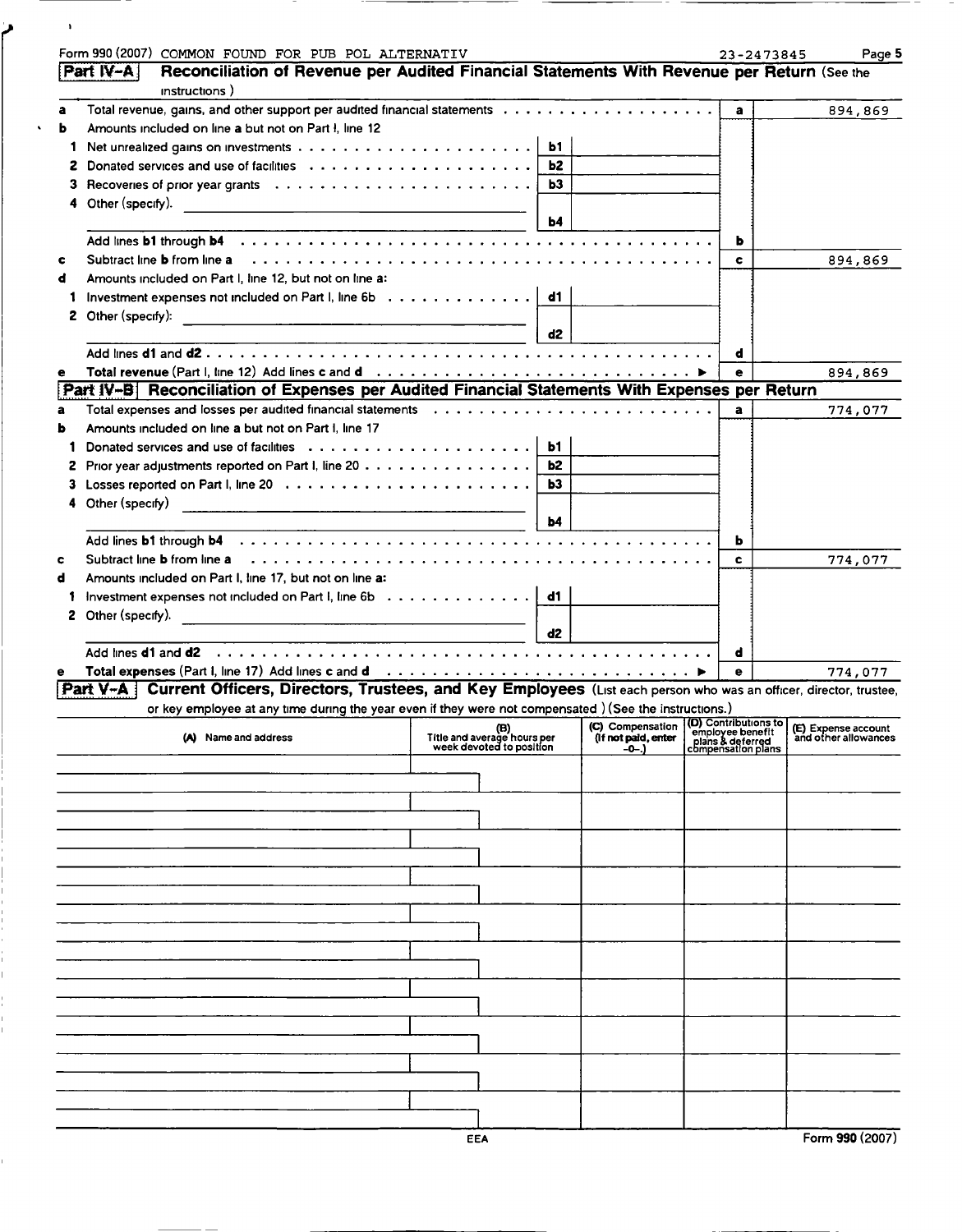Form 990 (2007) COMMON FOUND FOR PUB POL ALTERNATIV 23-2473845

## Part IV-A Reconciliation of Revenue per Audited Financial Statements With Revenue per Return (See the instructions )

| | | | | | |
|---|---|---|---|---|---|
| **a** | Total revenue, gains, and other support per audited financial statements | | | a | 894,869 |
| **b** | Amounts included on line **a** but not on Part I, line 12 | | | | |
| 1 | Net unrealized gains on investments | b1 | | | |
| 2 | Donated services and use of facilities | b2 | | | |
| 3 | Recoveries of prior year grants | b3 | | | |
| 4 | Other (specify). | b4 | | | |
| | Add lines **b1** through **b4** | | | b | |
| **c** | Subtract line **b** from line **a** | | | c | 894,869 |
| **d** | Amounts included on Part I, line 12, but not on line **a:** | | | | |
| 1 | Investment expenses not included on Part I, line 6b | d1 | | | |
| 2 | Other (specify): | d2 | | | |
| | Add lines **d1** and **d2** | | | d | |
| **e** | **Total revenue** (Part I, line 12) Add lines **c** and **d** ▶ | | | e | 894,869 |

## Part IV-B Reconciliation of Expenses per Audited Financial Statements With Expenses per Return

| | | | | | |
|---|---|---|---|---|---|
| **a** | Total expenses and losses per audited financial statements | | | a | 774,077 |
| **b** | Amounts included on line **a** but not on Part I, line 17 | | | | |
| 1 | Donated services and use of facilities | b1 | | | |
| 2 | Prior year adjustments reported on Part I, line 20 | b2 | | | |
| 3 | Losses reported on Part I, line 20 | b3 | | | |
| 4 | Other (specify) | b4 | | | |
| | Add lines **b1** through **b4** | | | b | |
| **c** | Subtract line **b** from line **a** | | | c | 774,077 |
| **d** | Amounts included on Part I, line 17, but not on line **a:** | | | | |
| 1 | Investment expenses not included on Part I, line 6b | d1 | | | |
| 2 | Other (specify). | d2 | | | |
| | Add lines **d1** and **d2** | | | d | |
| **e** | **Total expenses** (Part I, line 17) Add lines **c** and **d** ▶ | | | e | 774,077 |

## Part V-A Current Officers, Directors, Trustees, and Key Employees (List each person who was an officer, director, trustee, or key employee at any time during the year even if they were not compensated ) (See the instructions.)

| (A) Name and address | (B) Title and average hours per week devoted to position | (C) Compensation (If not paid, enter -0-.) | (D) Contributions to employee benefit plans & deferred compensation plans | (E) Expense account and other allowances |
|---|---|---|---|---|
| | | | | |
| | | | | |
| | | | | |
| | | | | |
| | | | | |
| | | | | |
| | | | | |
| | | | | |
| | | | | |
| | | | | |

EEA

Form 990 (2007)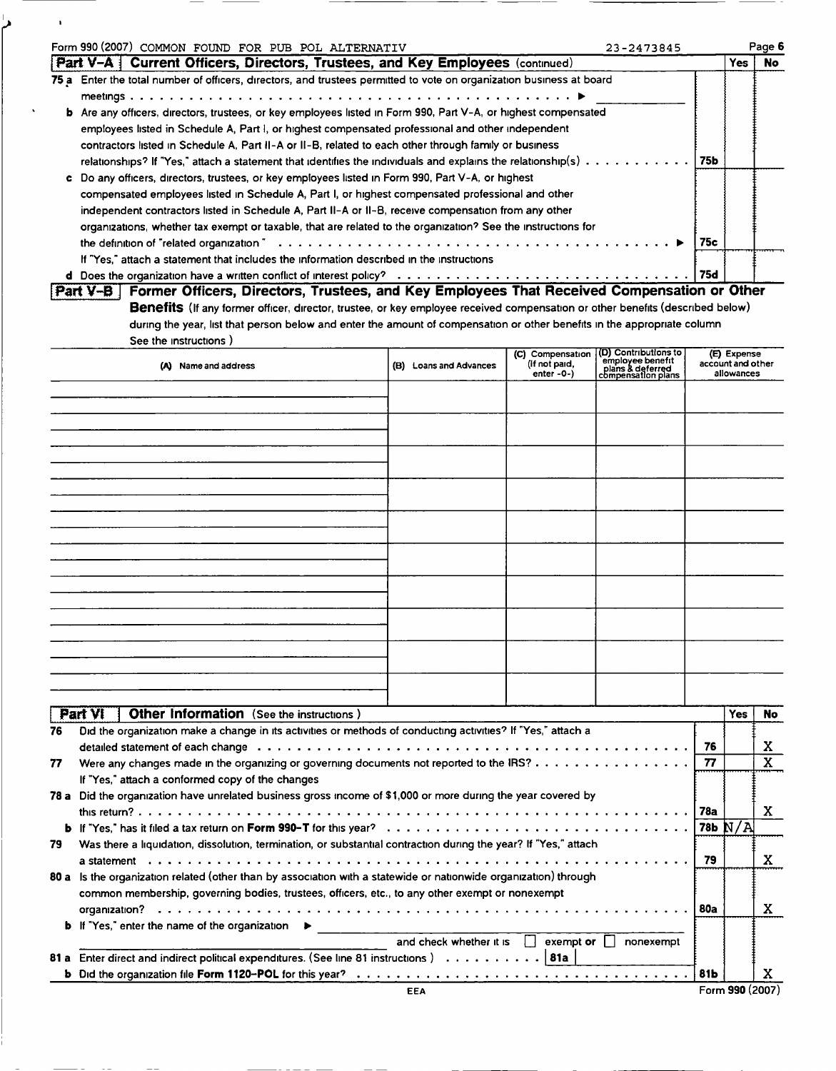Form 990 (2007) COMMON FOUND FOR PUB POL ALTERNATIV 23-2473845

## Part V-A Current Officers, Directors, Trustees, and Key Employees (continued)

| | | | Yes | No |
|---|---|---|---|---|
| **75 a** | Enter the total number of officers, directors, and trustees permitted to vote on organization business at board meetings ▶ | | | |
| **b** | Are any officers, directors, trustees, or key employees listed in Form 990, Part V-A, or highest compensated employees listed in Schedule A, Part I, or highest compensated professional and other independent contractors listed in Schedule A, Part II-A or II-B, related to each other through family or business relationships? If "Yes," attach a statement that identifies the individuals and explains the relationship(s) | 75b | | |
| **c** | Do any officers, directors, trustees, or key employees listed in Form 990, Part V-A, or highest compensated employees listed in Schedule A, Part I, or highest compensated professional and other independent contractors listed in Schedule A, Part II-A or II-B, receive compensation from any other organizations, whether tax exempt or taxable, that are related to the organization? See the instructions for the definition of "related organization" ▶ If "Yes," attach a statement that includes the information described in the instructions | 75c | | |
| **d** | Does the organization have a written conflict of interest policy? | 75d | | |

## Part V-B Former Officers, Directors, Trustees, and Key Employees That Received Compensation or Other Benefits

(If any former officer, director, trustee, or key employee received compensation or other benefits (described below) during the year, list that person below and enter the amount of compensation or other benefits in the appropriate column See the instructions )

| (A) Name and address | (B) Loans and Advances | (C) Compensation (If not paid, enter -0-) | (D) Contributions to employee benefit plans & deferred compensation plans | (E) Expense account and other allowances |
|---|---|---|---|---|
| | | | | |

## Part VI Other Information (See the instructions )

| | | | Yes | No |
|---|---|---|---|---|
| **76** | Did the organization make a change in its activities or methods of conducting activities? If "Yes," attach a detailed statement of each change | 76 | | X |
| **77** | Were any changes made in the organizing or governing documents not reported to the IRS? If "Yes," attach a conformed copy of the changes | 77 | | X |
| **78 a** | Did the organization have unrelated business gross income of $1,000 or more during the year covered by this return? | 78a | | X |
| **b** | If "Yes," has it filed a tax return on **Form 990-T** for this year? | 78b | N/A | |
| **79** | Was there a liquidation, dissolution, termination, or substantial contraction during the year? If "Yes," attach a statement | 79 | | X |
| **80 a** | Is the organization related (other than by association with a statewide or nationwide organization) through common membership, governing bodies, trustees, officers, etc., to any other exempt or nonexempt organization? | 80a | | X |
| **b** | If "Yes," enter the name of the organization ▶ __________ and check whether it is ☐ exempt or ☐ nonexempt | | | |
| **81 a** | Enter direct and indirect political expenditures. (See line 81 instructions ) 81a | | | |
| **b** | Did the organization file **Form 1120-POL** for this year? | 81b | | X |

Form **990** (2007)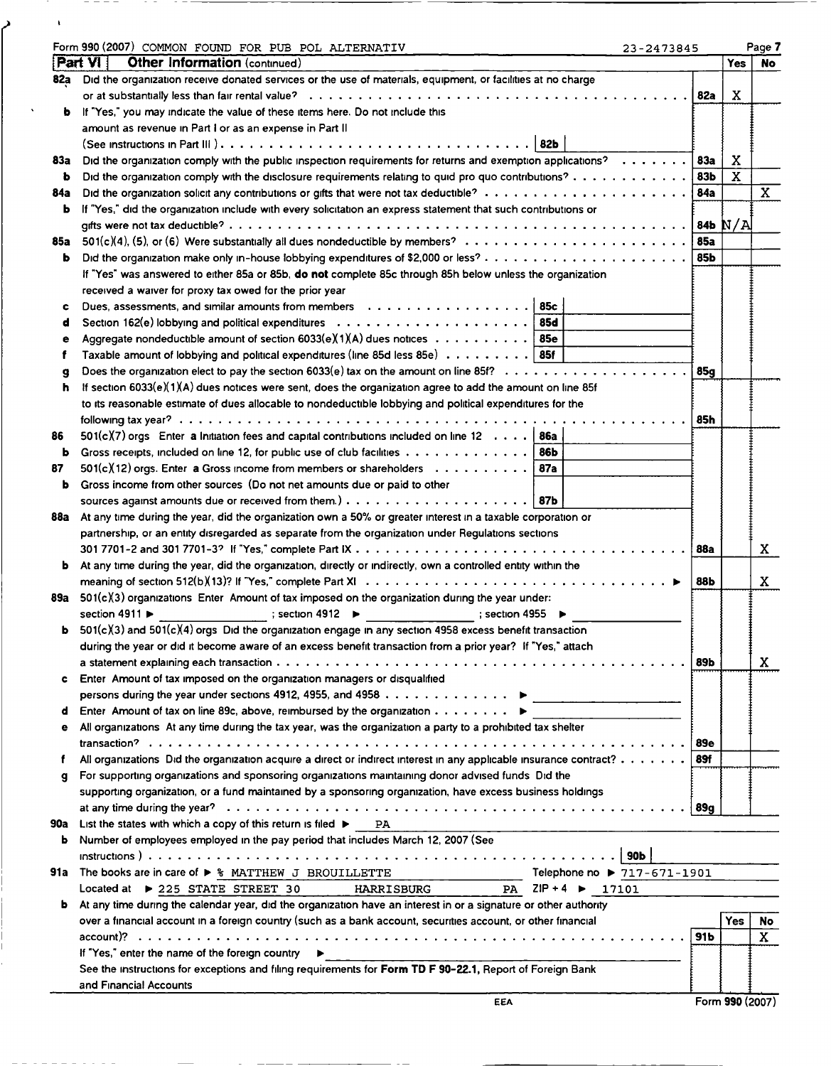Form 990 (2007) COMMON FOUND FOR PUB POL ALTERNATIV 23-2473845 Page 7

**Part VI Other Information** (continued)

| | | | Yes | No |
|---|---|---|---|---|
| 82a | Did the organization receive donated services or the use of materials, equipment, or facilities at no charge or at substantially less than fair rental value? | 82a | X | |
| b | If "Yes," you may indicate the value of these items here. Do not include this amount as revenue in Part I or as an expense in Part II (See instructions in Part III) . . . 82b | | | |
| 83a | Did the organization comply with the public inspection requirements for returns and exemption applications? | 83a | X | |
| b | Did the organization comply with the disclosure requirements relating to quid pro quo contributions? | 83b | X | |
| 84a | Did the organization solicit any contributions or gifts that were not tax deductible? | 84a | | X |
| b | If "Yes," did the organization include with every solicitation an express statement that such contributions or gifts were not tax deductible? | 84b | N/A | |
| 85a | 501(c)(4), (5), or (6) Were substantially all dues nondeductible by members? | 85a | | |
| b | Did the organization make only in-house lobbying expenditures of $2,000 or less? | 85b | | |
| | If "Yes" was answered to either 85a or 85b, **do not** complete 85c through 85h below unless the organization received a waiver for proxy tax owed for the prior year | | | |
| c | Dues, assessments, and similar amounts from members . . . 85c | | | |
| d | Section 162(e) lobbying and political expenditures . . . 85d | | | |
| e | Aggregate nondeductible amount of section 6033(e)(1)(A) dues notices . . . 85e | | | |
| f | Taxable amount of lobbying and political expenditures (line 85d less 85e) . . . 85f | | | |
| g | Does the organization elect to pay the section 6033(e) tax on the amount on line 85f? | 85g | | |
| h | If section 6033(e)(1)(A) dues notices were sent, does the organization agree to add the amount on line 85f to its reasonable estimate of dues allocable to nondeductible lobbying and political expenditures for the following tax year? | 85h | | |
| 86 | 501(c)(7) orgs Enter a Initiation fees and capital contributions included on line 12 . . . 86a | | | |
| b | Gross receipts, included on line 12, for public use of club facilities . . . 86b | | | |
| 87 | 501(c)(12) orgs. Enter a Gross income from members or shareholders . . . 87a | | | |
| b | Gross income from other sources (Do not net amounts due or paid to other sources against amounts due or received from them.) . . . 87b | | | |
| 88a | At any time during the year, did the organization own a 50% or greater interest in a taxable corporation or partnership, or an entity disregarded as separate from the organization under Regulations sections 301 7701-2 and 301 7701-3? If "Yes," complete Part IX | 88a | | X |
| b | At any time during the year, did the organization, directly or indirectly, own a controlled entity within the meaning of section 512(b)(13)? If "Yes," complete Part XI ▶ | 88b | | X |
| 89a | 501(c)(3) organizations Enter Amount of tax imposed on the organization during the year under: section 4911 ▶ ______ ; section 4912 ▶ ______ ; section 4955 ▶ ______ | | | |
| b | 501(c)(3) and 501(c)(4) orgs Did the organization engage in any section 4958 excess benefit transaction during the year or did it become aware of an excess benefit transaction from a prior year? If "Yes," attach a statement explaining each transaction | 89b | | X |
| c | Enter Amount of tax imposed on the organization managers or disqualified persons during the year under sections 4912, 4955, and 4958 ▶ | | | |
| d | Enter Amount of tax on line 89c, above, reimbursed by the organization ▶ | | | |
| e | All organizations At any time during the tax year, was the organization a party to a prohibited tax shelter transaction? | 89e | | |
| f | All organizations Did the organization acquire a direct or indirect interest in any applicable insurance contract? | 89f | | |
| g | For supporting organizations and sponsoring organizations maintaining donor advised funds Did the supporting organization, or a fund maintained by a sponsoring organization, have excess business holdings at any time during the year? | 89g | | |

90a List the states with which a copy of this return is filed ▶ PA

b Number of employees employed in the pay period that includes March 12, 2007 (See instructions ) . . . 90b

91a The books are in care of ▶ % MATTHEW J BROUILLETTE Telephone no ▶ 717-671-1901
Located at ▶ 225 STATE STREET 30 HARRISBURG PA ZIP + 4 ▶ 17101

| | | | Yes | No |
|---|---|---|---|---|
| b | At any time during the calendar year, did the organization have an interest in or a signature or other authority over a financial account in a foreign country (such as a bank account, securities account, or other financial account)? | 91b | | X |
| | If "Yes," enter the name of the foreign country ▶ | | | |
| | See the instructions for exceptions and filing requirements for **Form TD F 90-22.1,** Report of Foreign Bank and Financial Accounts | | | |

EEA Form 990 (2007)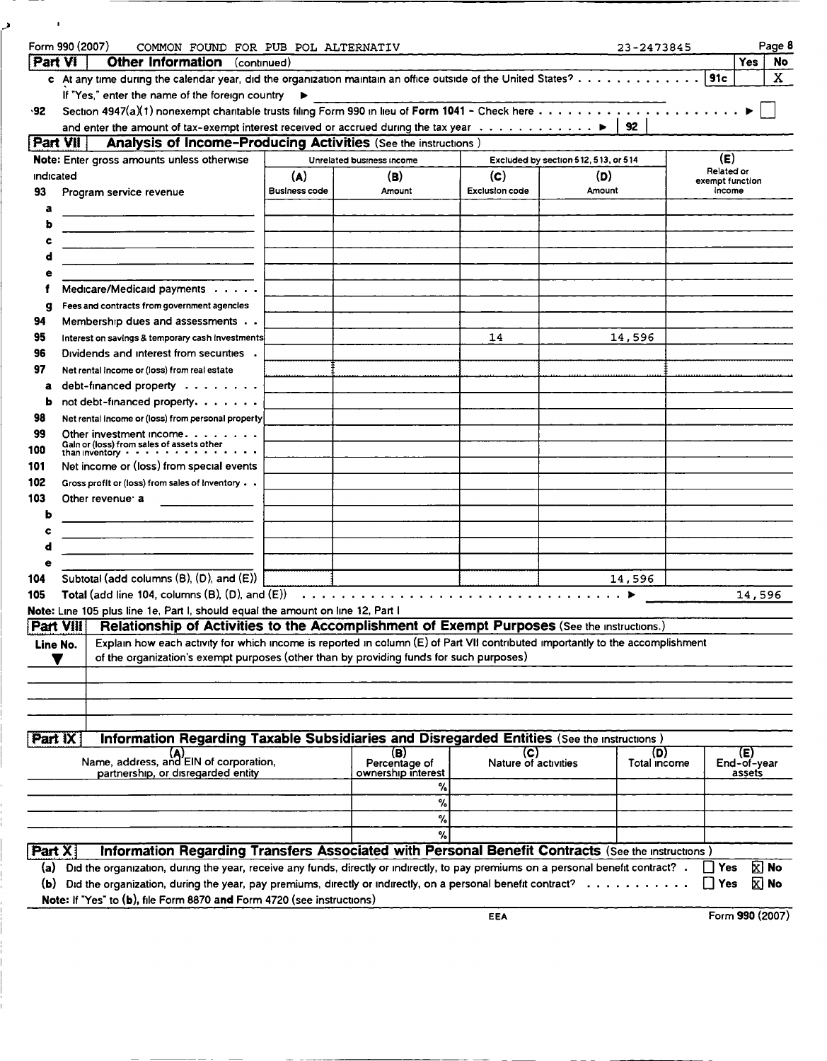Form 990 (2007) COMMON FOUND FOR PUB POL ALTERNATIV 23-2473845 Page 8

## Part VI Other Information (continued)

| | | Yes | No |
|---|---|---|---|
| **c** At any time during the calendar year, did the organization maintain an office outside of the United States? | 91c | | X |

If "Yes," enter the name of the foreign country ▶

**92** Section 4947(a)(1) nonexempt charitable trusts filing Form 990 in lieu of **Form 1041** - Check here ▶ ☐
and enter the amount of tax-exempt interest received or accrued during the tax year ▶ | 92 |

## Part VII Analysis of Income-Producing Activities (See the instructions)

| Note: Enter gross amounts unless otherwise indicated | Unrelated business income (A) Business code | (B) Amount | Excluded by section 512, 513, or 514 (C) Exclusion code | (D) Amount | (E) Related or exempt function income |
|---|---|---|---|---|---|
| **93** Program service revenue | | | | | |
| a | | | | | |
| b | | | | | |
| c | | | | | |
| d | | | | | |
| e | | | | | |
| f Medicare/Medicaid payments | | | | | |
| g Fees and contracts from government agencies | | | | | |
| **94** Membership dues and assessments | | | | | |
| **95** Interest on savings & temporary cash investments | | | 14 | 14,596 | |
| **96** Dividends and interest from securities | | | | | |
| **97** Net rental income or (loss) from real estate | | | | | |
| a debt-financed property | | | | | |
| b not debt-financed property | | | | | |
| **98** Net rental income or (loss) from personal property | | | | | |
| **99** Other investment income | | | | | |
| **100** Gain or (loss) from sales of assets other than inventory | | | | | |
| **101** Net income or (loss) from special events | | | | | |
| **102** Gross profit or (loss) from sales of inventory | | | | | |
| **103** Other revenue: a | | | | | |
| b | | | | | |
| c | | | | | |
| d | | | | | |
| e | | | | | |
| **104** Subtotal (add columns (B), (D), and (E)) | | | | 14,596 | |
| **105** Total (add line 104, columns (B), (D), and (E)) ▶ | | | | | 14,596 |

**Note:** Line 105 plus line 1e, Part I, should equal the amount on line 12, Part I

## Part VIII Relationship of Activities to the Accomplishment of Exempt Purposes (See the instructions.)

| Line No. ▼ | Explain how each activity for which income is reported in column (E) of Part VII contributed importantly to the accomplishment of the organization's exempt purposes (other than by providing funds for such purposes) |
|---|---|
| | |

## Part IX Information Regarding Taxable Subsidiaries and Disregarded Entities (See the instructions.)

| (A) Name, address, and EIN of corporation, partnership, or disregarded entity | (B) Percentage of ownership interest | (C) Nature of activities | (D) Total income | (E) End-of-year assets |
|---|---|---|---|---|
| | % | | | |
| | % | | | |
| | % | | | |
| | % | | | |

## Part X Information Regarding Transfers Associated with Personal Benefit Contracts (See the instructions.)

(a) Did the organization, during the year, receive any funds, directly or indirectly, to pay premiums on a personal benefit contract? ☐ Yes ☒ No

(b) Did the organization, during the year, pay premiums, directly or indirectly, on a personal benefit contract? ☐ Yes ☒ No

**Note:** If "Yes" to **(b)**, file Form 8870 **and** Form 4720 (see instructions)

EEA Form **990** (2007)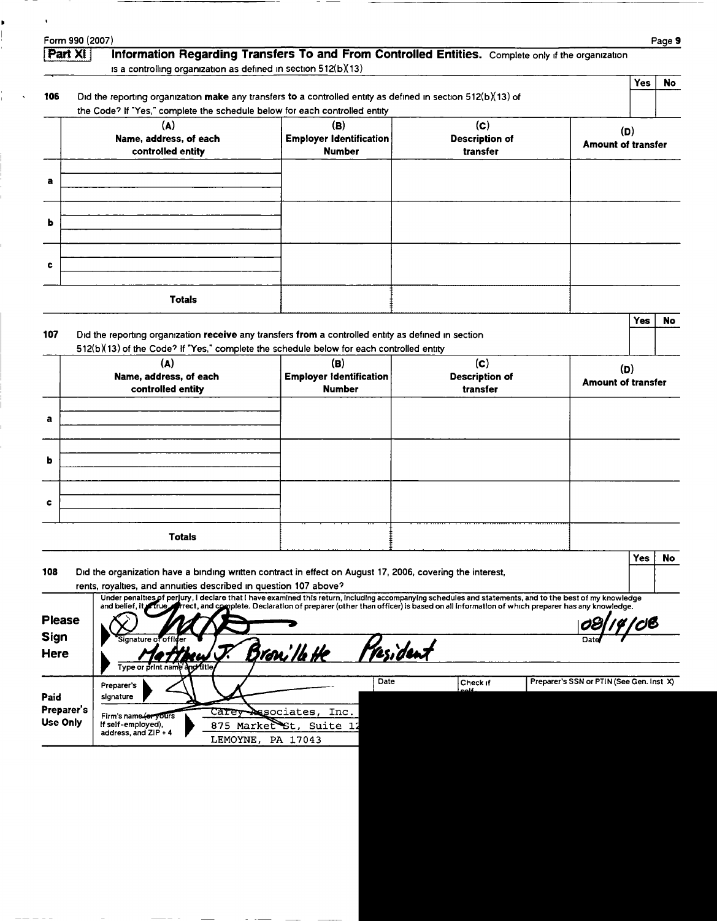Form 990 (2007)

## Part XI Information Regarding Transfers To and From Controlled Entities. Complete only if the organization is a controlling organization as defined in section 512(b)(13)

| | | Yes | No |
|---|---|---|---|
| 106 | Did the reporting organization **make** any transfers **to** a controlled entity as defined in section 512(b)(13) of the Code? If "Yes," complete the schedule below for each controlled entity | | |

| | (A) Name, address, of each controlled entity | (B) Employer Identification Number | (C) Description of transfer | (D) Amount of transfer |
|---|---|---|---|---|
| a | | | | |
| b | | | | |
| c | | | | |
| | **Totals** | | | |

| | | Yes | No |
|---|---|---|---|
| 107 | Did the reporting organization **receive** any transfers **from** a controlled entity as defined in section 512(b)(13) of the Code? If "Yes," complete the schedule below for each controlled entity | | |

| | (A) Name, address, of each controlled entity | (B) Employer Identification Number | (C) Description of transfer | (D) Amount of transfer |
|---|---|---|---|---|
| a | | | | |
| b | | | | |
| c | | | | |
| | **Totals** | | | |

| | | Yes | No |
|---|---|---|---|
| 108 | Did the organization have a binding written contract in effect on August 17, 2006, covering the interest, rents, royalties, and annuities described in question 107 above? | | |

**Please Sign Here**

Under penalties of perjury, I declare that I have examined this return, including accompanying schedules and statements, and to the best of my knowledge and belief, it is true, correct, and complete. Declaration of preparer (other than officer) is based on all information of which preparer has any knowledge.

Signature of officer: [signature] Date: 08/14/08

Type or print name and title: Matthew J. Brouillette President

**Paid Preparer's Use Only**

Preparer's signature: [signature] | Date | Check if self- | Preparer's SSN or PTIN (See Gen. Inst X)

Firm's name (or yours if self-employed), address, and ZIP + 4: Carey Associates, Inc.
875 Market St, Suite 12
LEMOYNE, PA 17043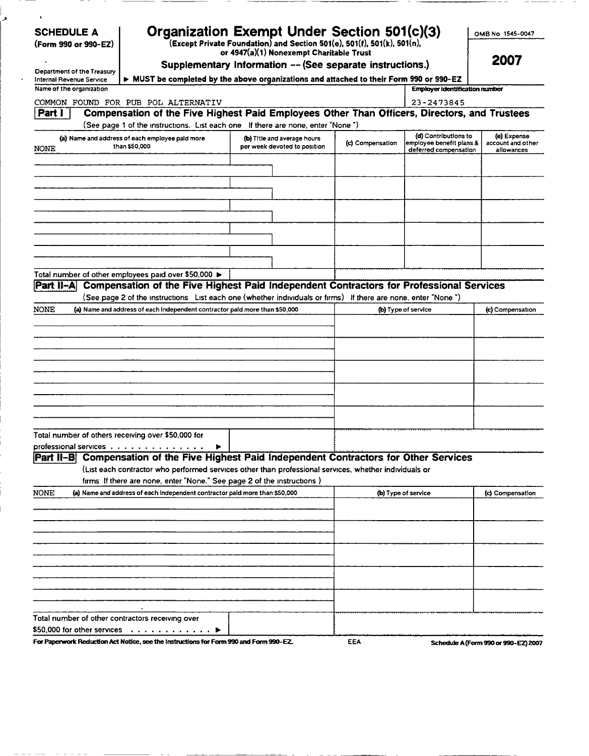**SCHEDULE A**
**(Form 990 or 990-EZ)**

Department of the Treasury
Internal Revenue Service

# Organization Exempt Under Section 501(c)(3)

**(Except Private Foundation) and Section 501(e), 501(f), 501(k), 501(n), or 4947(a)(1) Nonexempt Charitable Trust**

**Supplementary Information -- (See separate instructions.)**

▶ **MUST be completed by the above organizations and attached to their Form 990 or 990-EZ**

OMB No 1545-0047

**2007**

Name of the organization: COMMON FOUND FOR PUB POL ALTERNATIV

Employer identification number: 23-2473845

## Part I Compensation of the Five Highest Paid Employees Other Than Officers, Directors, and Trustees

(See page 1 of the instructions. List each one If there are none, enter "None")

| (a) Name and address of each employee paid more than $50,000 | (b) Title and average hours per week devoted to position | (c) Compensation | (d) Contributions to employee benefit plans & deferred compensation | (e) Expense account and other allowances |
|---|---|---|---|---|
| NONE | | | | |
| | | | | |
| | | | | |
| | | | | |
| | | | | |

Total number of other employees paid over $50,000 ▶

## Part II-A Compensation of the Five Highest Paid Independent Contractors for Professional Services

(See page 2 of the instructions List each one (whether individuals or firms) If there are none, enter "None")

| (a) Name and address of each independent contractor paid more than $50,000 | (b) Type of service | (c) Compensation |
|---|---|---|
| NONE | | |
| | | |
| | | |
| | | |
| | | |

Total number of others receiving over $50,000 for professional services . . . . . . . . . . . . . . ▶

## Part II-B Compensation of the Five Highest Paid Independent Contractors for Other Services

(List each contractor who performed services other than professional services, whether individuals or firms If there are none, enter "None." See page 2 of the instructions )

| (a) Name and address of each independent contractor paid more than $50,000 | (b) Type of service | (c) Compensation |
|---|---|---|
| NONE | | |
| | | |
| | | |
| | | |
| | | |

Total number of other contractors receiving over $50,000 for other services . . . . . . . . . . . . ▶

For Paperwork Reduction Act Notice, see the Instructions for Form 990 and Form 990-EZ. EEA Schedule A (Form 990 or 990-EZ) 2007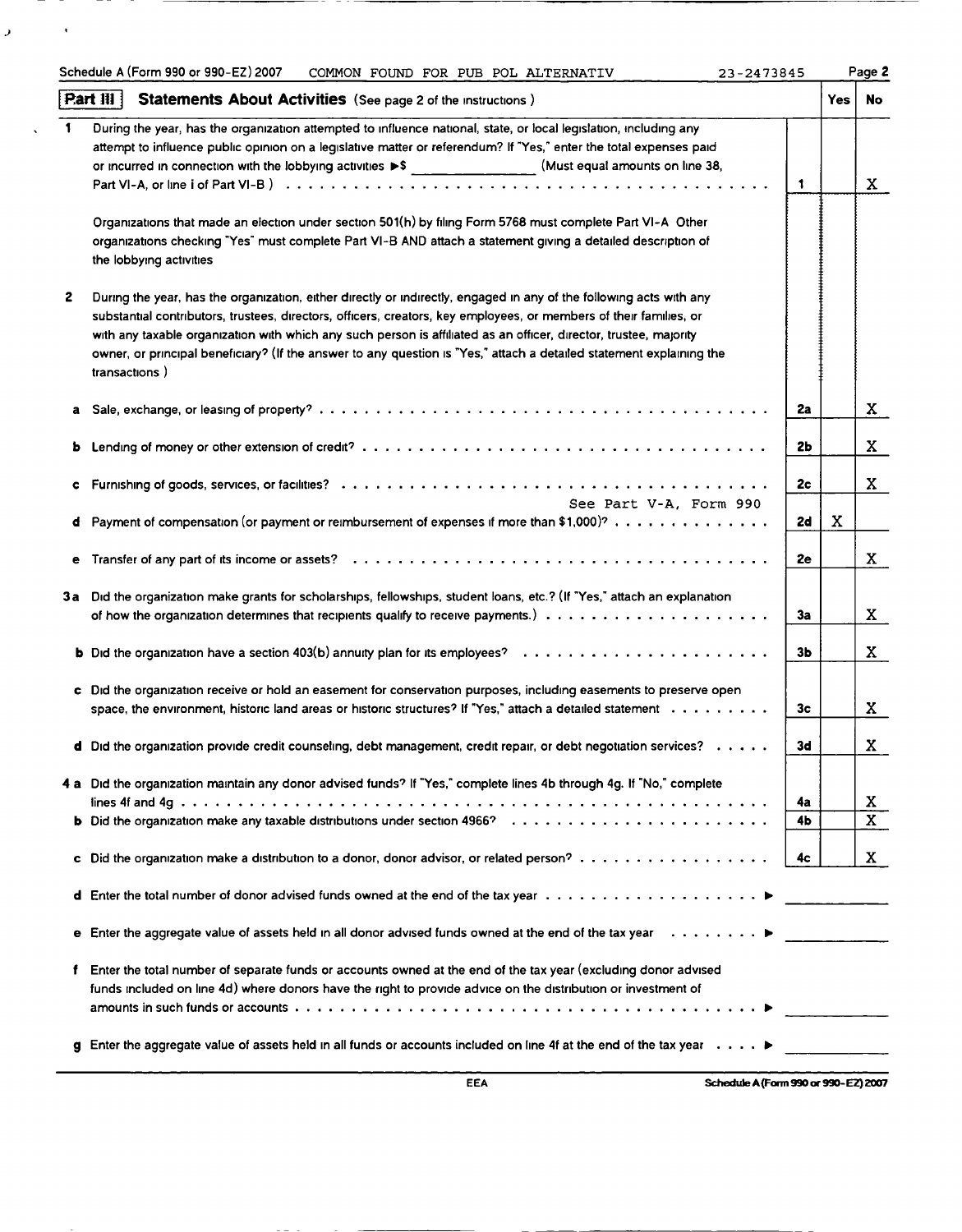Schedule A (Form 990 or 990-EZ) 2007 COMMON FOUND FOR PUB POL ALTERNATIV 23-2473845 Page 2

## Part III Statements About Activities (See page 2 of the instructions.)

| | | | Yes | No |
|---|---|---|---|---|
| 1 | During the year, has the organization attempted to influence national, state, or local legislation, including any attempt to influence public opinion on a legislative matter or referendum? If "Yes," enter the total expenses paid or incurred in connection with the lobbying activities ▶$ ______ (Must equal amounts on line 38, Part VI-A, or line i of Part VI-B.) | 1 | | X |
| | Organizations that made an election under section 501(h) by filing Form 5768 must complete Part VI-A. Other organizations checking "Yes" must complete Part VI-B AND attach a statement giving a detailed description of the lobbying activities. | | | |
| 2 | During the year, has the organization, either directly or indirectly, engaged in any of the following acts with any substantial contributors, trustees, directors, officers, creators, key employees, or members of their families, or with any taxable organization with which any such person is affiliated as an officer, director, trustee, majority owner, or principal beneficiary? (If the answer to any question is "Yes," attach a detailed statement explaining the transactions.) | | | |
| a | Sale, exchange, or leasing of property? | 2a | | X |
| b | Lending of money or other extension of credit? | 2b | | X |
| c | Furnishing of goods, services, or facilities? | 2c | | X |
| d | Payment of compensation (or payment or reimbursement of expenses if more than $1,000)? See Part V-A, Form 990 | 2d | X | |
| e | Transfer of any part of its income or assets? | 2e | | X |
| 3a | Did the organization make grants for scholarships, fellowships, student loans, etc.? (If "Yes," attach an explanation of how the organization determines that recipients qualify to receive payments.) | 3a | | X |
| b | Did the organization have a section 403(b) annuity plan for its employees? | 3b | | X |
| c | Did the organization receive or hold an easement for conservation purposes, including easements to preserve open space, the environment, historic land areas or historic structures? If "Yes," attach a detailed statement | 3c | | X |
| d | Did the organization provide credit counseling, debt management, credit repair, or debt negotiation services? | 3d | | X |
| 4a | Did the organization maintain any donor advised funds? If "Yes," complete lines 4b through 4g. If "No," complete lines 4f and 4g | 4a | | X |
| b | Did the organization make any taxable distributions under section 4966? | 4b | | X |
| c | Did the organization make a distribution to a donor, donor advisor, or related person? | 4c | | X |
| d | Enter the total number of donor advised funds owned at the end of the tax year ▶ | | | |
| e | Enter the aggregate value of assets held in all donor advised funds owned at the end of the tax year ▶ | | | |
| f | Enter the total number of separate funds or accounts owned at the end of the tax year (excluding donor advised funds included on line 4d) where donors have the right to provide advice on the distribution or investment of amounts in such funds or accounts ▶ | | | |
| g | Enter the aggregate value of assets held in all funds or accounts included on line 4f at the end of the tax year ▶ | | | |

EEA Schedule A (Form 990 or 990-EZ) 2007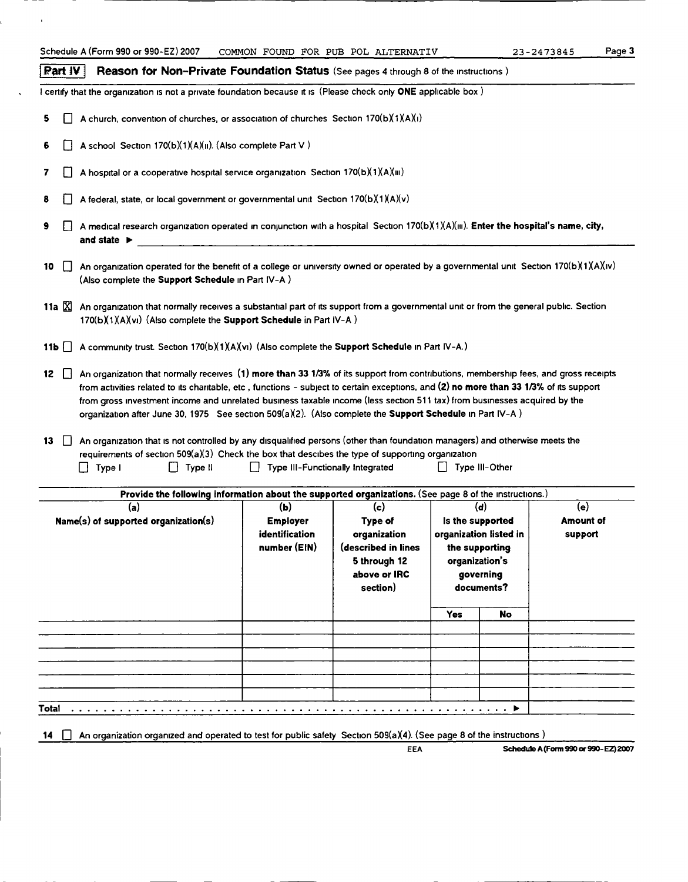Schedule A (Form 990 or 990-EZ) 2007 COMMON FOUND FOR PUB POL ALTERNATIV 23-2473845

## Part IV Reason for Non-Private Foundation Status (See pages 4 through 8 of the instructions )

I certify that the organization is not a private foundation because it is (Please check only **ONE** applicable box )

5 ☐ A church, convention of churches, or association of churches Section 170(b)(1)(A)(i)

6 ☐ A school Section 170(b)(1)(A)(ii). (Also complete Part V )

7 ☐ A hospital or a cooperative hospital service organization Section 170(b)(1)(A)(iii)

8 ☐ A federal, state, or local government or governmental unit Section 170(b)(1)(A)(v)

9 ☐ A medical research organization operated in conjunction with a hospital Section 170(b)(1)(A)(iii). **Enter the hospital's name, city, and state** ►

10 ☐ An organization operated for the benefit of a college or university owned or operated by a governmental unit Section 170(b)(1)(A)(iv) (Also complete the **Support Schedule** in Part IV-A )

11a ☒ An organization that normally receives a substantial part of its support from a governmental unit or from the general public. Section 170(b)(1)(A)(vi) (Also complete the **Support Schedule** in Part IV-A )

11b ☐ A community trust. Section 170(b)(1)(A)(vi) (Also complete the **Support Schedule** in Part IV-A.)

12 ☐ An organization that normally receives **(1) more than 33 1/3%** of its support from contributions, membership fees, and gross receipts from activities related to its charitable, etc , functions - subject to certain exceptions, and **(2) no more than 33 1/3%** of its support from gross investment income and unrelated business taxable income (less section 511 tax) from businesses acquired by the organization after June 30, 1975 See section 509(a)(2). (Also complete the **Support Schedule** in Part IV-A )

13 ☐ An organization that is not controlled by any disqualified persons (other than foundation managers) and otherwise meets the requirements of section 509(a)(3) Check the box that descibes the type of supporting organization

☐ Type I ☐ Type II ☐ Type III-Functionally Integrated ☐ Type III-Other

**Provide the following information about the supported organizations.** (See page 8 of the instructions.)

| (a) Name(s) of supported organization(s) | (b) Employer identification number (EIN) | (c) Type of organization (described in lines 5 through 12 above or IRC section) | (d) Is the supported organization listed in the supporting organization's governing documents? Yes | No | (e) Amount of support |
|---|---|---|---|---|---|
| | | | | | |
| | | | | | |
| | | | | | |
| | | | | | |
| | | | | | |
| | | | | | |
| **Total** | | | | ► | |

14 ☐ An organization organized and operated to test for public safety Section 509(a)(4). (See page 8 of the instructions )

EEA

Schedule A (Form 990 or 990-EZ) 2007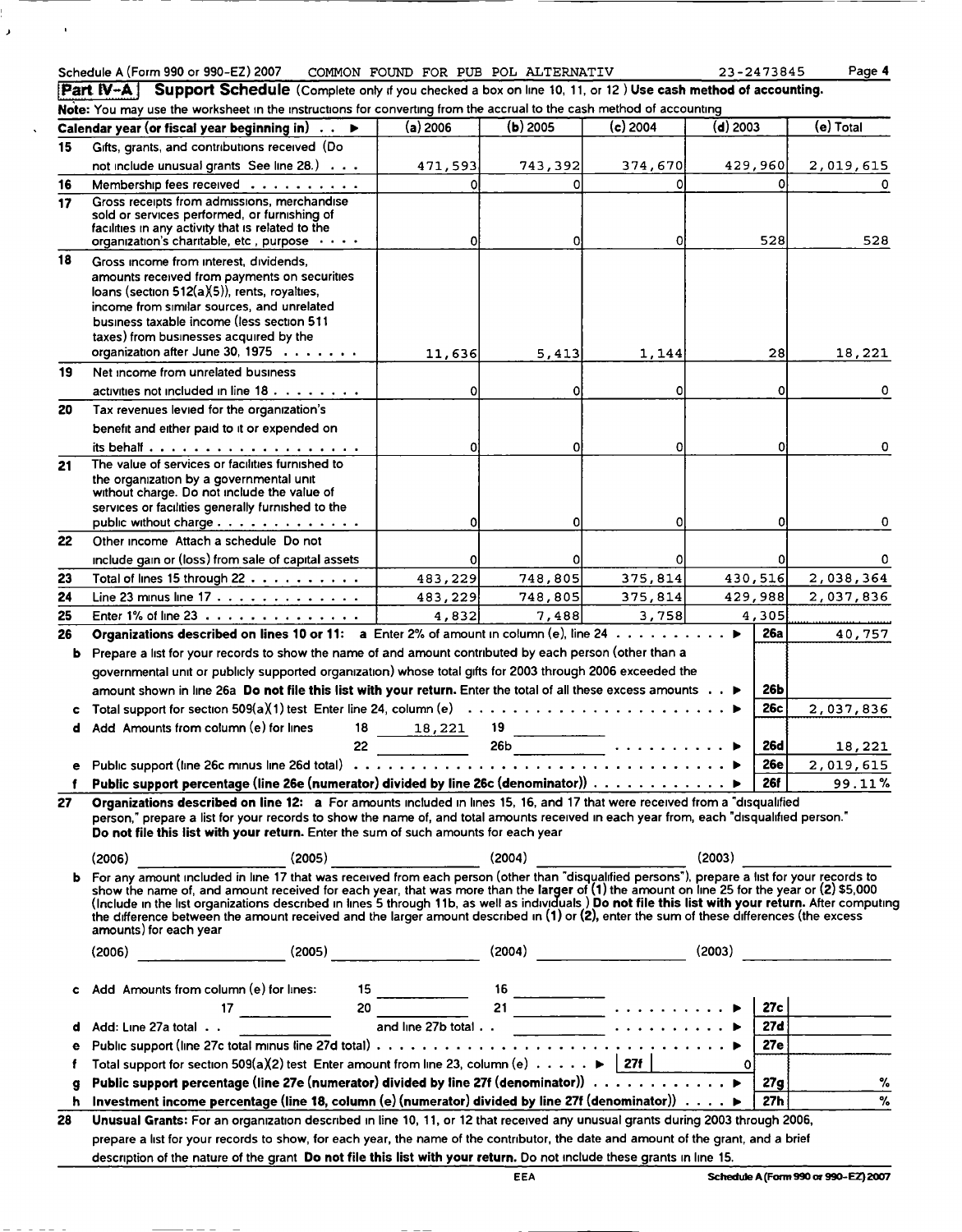Schedule A (Form 990 or 990-EZ) 2007 COMMON FOUND FOR PUB POL ALTERNATIV 23-2473845 Page 4

**Part IV-A Support Schedule** (Complete only if you checked a box on line 10, 11, or 12 ) **Use cash method of accounting.**

**Note:** You may use the worksheet in the instructions for converting from the accrual to the cash method of accounting

| | Calendar year (or fiscal year beginning in) . . ► | (a) 2006 | (b) 2005 | (c) 2004 | (d) 2003 | (e) Total |
|---|---|---|---|---|---|---|
| 15 | Gifts, grants, and contributions received (Do not include unusual grants See line 28.) . . . | 471,593 | 743,392 | 374,670 | 429,960 | 2,019,615 |
| 16 | Membership fees received . . . . . . . . . . | 0 | 0 | 0 | 0 | 0 |
| 17 | Gross receipts from admissions, merchandise sold or services performed, or furnishing of facilities in any activity that is related to the organization's charitable, etc , purpose . . . . | 0 | 0 | 0 | 528 | 528 |
| 18 | Gross income from interest, dividends, amounts received from payments on securities loans (section 512(a)(5)), rents, royalties, income from similar sources, and unrelated business taxable income (less section 511 taxes) from businesses acquired by the organization after June 30, 1975 . . . . . . . | 11,636 | 5,413 | 1,144 | 28 | 18,221 |
| 19 | Net income from unrelated business activities not included in line 18 . . . . . . . . | 0 | 0 | 0 | 0 | 0 |
| 20 | Tax revenues levied for the organization's benefit and either paid to it or expended on its behalf . . . . . . . . . . . . . . . . . . . . | 0 | 0 | 0 | 0 | 0 |
| 21 | The value of services or facilities furnished to the organization by a governmental unit without charge. Do not include the value of services or facilities generally furnished to the public without charge . . . . . . . . . . . . . | 0 | 0 | 0 | 0 | 0 |
| 22 | Other income Attach a schedule Do not include gain or (loss) from sale of capital assets | 0 | 0 | 0 | 0 | 0 |
| 23 | Total of lines 15 through 22 . . . . . . . . . . | 483,229 | 748,805 | 375,814 | 430,516 | 2,038,364 |
| 24 | Line 23 minus line 17 . . . . . . . . . . . . . | 483,229 | 748,805 | 375,814 | 429,988 | 2,037,836 |
| 25 | Enter 1% of line 23 . . . . . . . . . . . . . . | 4,832 | 7,488 | 3,758 | 4,305 | |

**26** **Organizations described on lines 10 or 11:** **a** Enter 2% of amount in column (e), line 24 . . . . . . . . . . ► **26a** 40,757

**b** Prepare a list for your records to show the name of and amount contributed by each person (other than a governmental unit or publicly supported organization) whose total gifts for 2003 through 2006 exceeded the amount shown in line 26a **Do not file this list with your return.** Enter the total of all these excess amounts . . ► **26b**

**c** Total support for section 509(a)(1) test Enter line 24, column (e) . . . . . . . . . . . . . . . . . . . . . . . ► **26c** 2,037,836

**d** Add Amounts from column (e) for lines 18 18,221 19 ______ 22 ______ 26b ______ . . . . . . . . . . ► **26d** 18,221

**e** Public support (line 26c minus line 26d total) . . . . . . . . . . . . . . . . . . . . . . . . . . . . . . . . . . ► **26e** 2,019,615

**f** **Public support percentage (line 26e (numerator) divided by line 26c (denominator))** . . . . . . . . . . . . ► **26f** 99.11%

**27** **Organizations described on line 12:** **a** For amounts included in lines 15, 16, and 17 that were received from a "disqualified person," prepare a list for your records to show the name of, and total amounts received in each year from, each "disqualified person." **Do not file this list with your return.** Enter the sum of such amounts for each year

(2006) ______ (2005) ______ (2004) ______ (2003) ______

**b** For any amount included in line 17 that was received from each person (other than "disqualified persons"), prepare a list for your records to show the name of, and amount received for each year, that was more than the larger of (1) the amount on line 25 for the year or (2) $5,000 (Include in the list organizations described in lines 5 through 11b, as well as individuals ) **Do not file this list with your return.** After computing the difference between the amount received and the larger amount described in (1) or (2), enter the sum of these differences (the excess amounts) for each year

(2006) ______ (2005) ______ (2004) ______ (2003) ______

**c** Add Amounts from column (e) for lines: 15 ______ 16 ______ 17 ______ 20 ______ 21 ______ . . . . . . . . . . ► **27c**

**d** Add: Line 27a total . . ______ and line 27b total . . ______ . . . . . . . . . . ► **27d**

**e** Public support (line 27c total minus line 27d total) . . . . . . . . . . . . . . . . . . . . . . . . . . . . . . . . ► **27e**

**f** Total support for section 509(a)(2) test Enter amount from line 23, column (e) . . . . . ► **27f** 0

**g** **Public support percentage (line 27e (numerator) divided by line 27f (denominator))** . . . . . . . . . . . . ► **27g** %

**h** **Investment income percentage (line 18, column (e) (numerator) divided by line 27f (denominator))** . . . . ► **27h** %

**28** **Unusual Grants:** For an organization described in line 10, 11, or 12 that received any unusual grants during 2003 through 2006, prepare a list for your records to show, for each year, the name of the contributor, the date and amount of the grant, and a brief description of the nature of the grant **Do not file this list with your return.** Do not include these grants in line 15.

EEA **Schedule A (Form 990 or 990-EZ) 2007**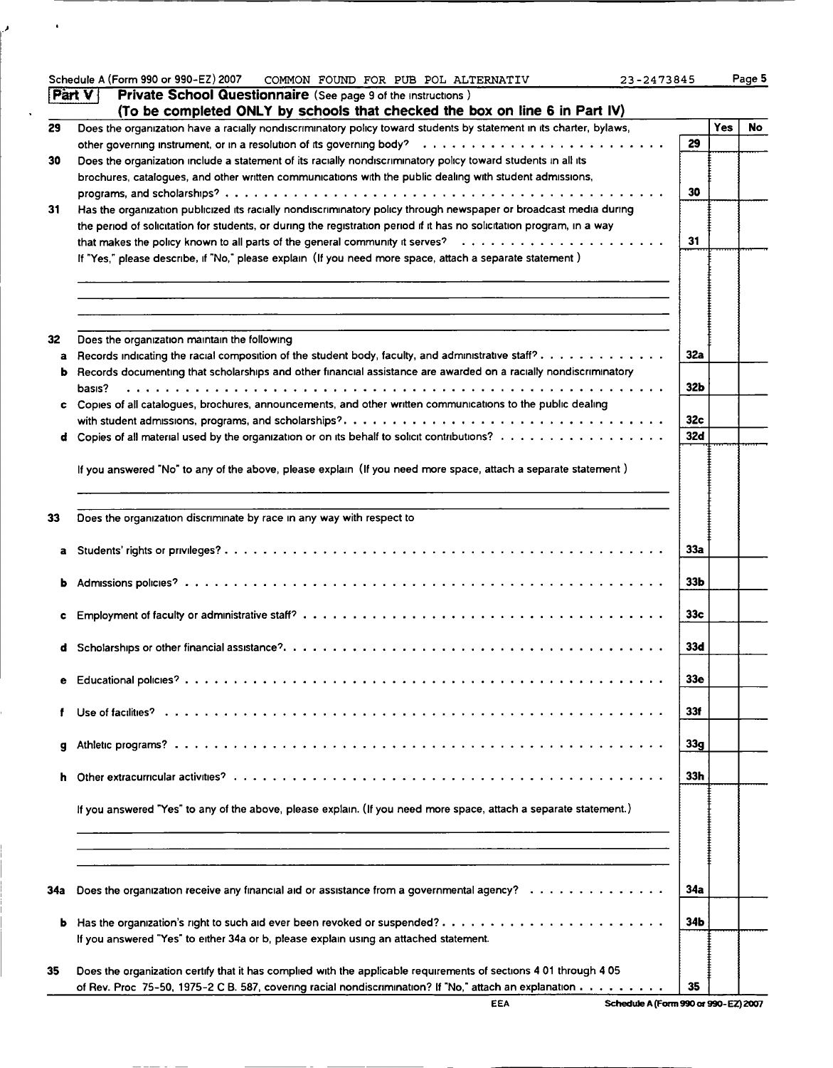Schedule A (Form 990 or 990-EZ) 2007 COMMON FOUND FOR PUB POL ALTERNATIV 23-2473845

## Part V Private School Questionnaire (See page 9 of the instructions.)

**(To be completed ONLY by schools that checked the box on line 6 in Part IV)**

| | | | Yes | No |
|---|---|---|---|---|
| 29 | Does the organization have a racially nondiscriminatory policy toward students by statement in its charter, bylaws, other governing instrument, or in a resolution of its governing body? | 29 | | |
| 30 | Does the organization include a statement of its racially nondiscriminatory policy toward students in all its brochures, catalogues, and other written communications with the public dealing with student admissions, programs, and scholarships? | 30 | | |
| 31 | Has the organization publicized its racially nondiscriminatory policy through newspaper or broadcast media during the period of solicitation for students, or during the registration period if it has no solicitation program, in a way that makes the policy known to all parts of the general community it serves? | 31 | | |

If "Yes," please describe, if "No," please explain (If you need more space, attach a separate statement.)

| | | | Yes | No |
|---|---|---|---|---|
| 32 | Does the organization maintain the following | | | |
| a | Records indicating the racial composition of the student body, faculty, and administrative staff? | 32a | | |
| b | Records documenting that scholarships and other financial assistance are awarded on a racially nondiscriminatory basis? | 32b | | |
| c | Copies of all catalogues, brochures, announcements, and other written communications to the public dealing with student admissions, programs, and scholarships? | 32c | | |
| d | Copies of all material used by the organization or on its behalf to solicit contributions? | 32d | | |

If you answered "No" to any of the above, please explain (If you need more space, attach a separate statement.)

| | | | Yes | No |
|---|---|---|---|---|
| 33 | Does the organization discriminate by race in any way with respect to | | | |
| a | Students' rights or privileges? | 33a | | |
| b | Admissions policies? | 33b | | |
| c | Employment of faculty or administrative staff? | 33c | | |
| d | Scholarships or other financial assistance? | 33d | | |
| e | Educational policies? | 33e | | |
| f | Use of facilities? | 33f | | |
| g | Athletic programs? | 33g | | |
| h | Other extracurricular activities? | 33h | | |

If you answered "Yes" to any of the above, please explain. (If you need more space, attach a separate statement.)

| | | | Yes | No |
|---|---|---|---|---|
| 34a | Does the organization receive any financial aid or assistance from a governmental agency? | 34a | | |
| b | Has the organization's right to such aid ever been revoked or suspended? | 34b | | |

If you answered "Yes" to either 34a or b, please explain using an attached statement.

| | | | Yes | No |
|---|---|---|---|---|
| 35 | Does the organization certify that it has complied with the applicable requirements of sections 4 01 through 4 05 of Rev. Proc 75-50, 1975-2 C B. 587, covering racial nondiscrimination? If "No," attach an explanation | 35 | | |

EEA Schedule A (Form 990 or 990-EZ) 2007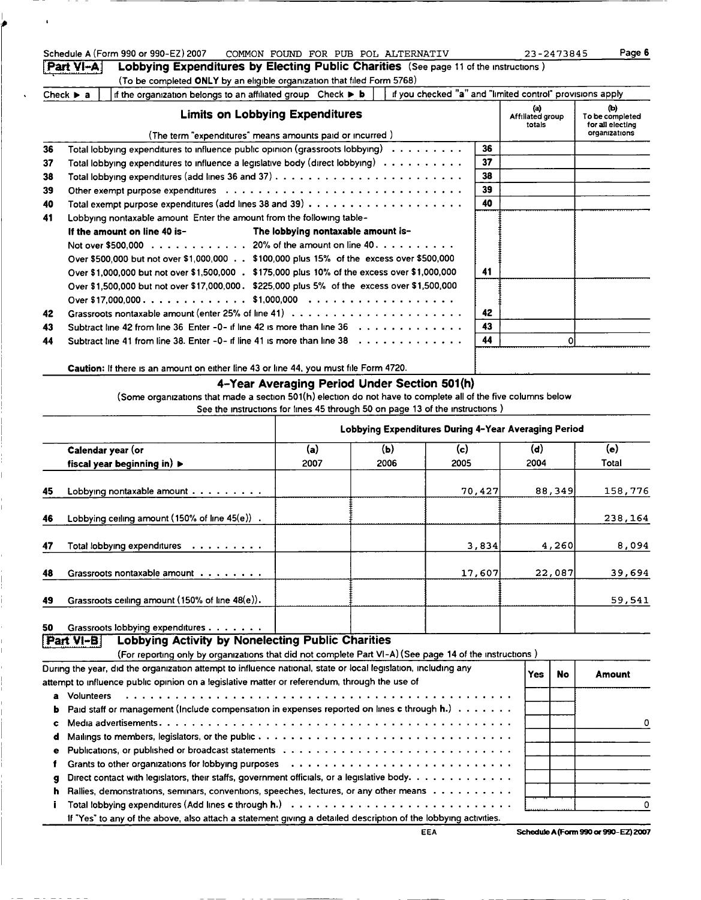Schedule A (Form 990 or 990-EZ) 2007 COMMON FOUND FOR PUB POL ALTERNATIV 23-2473845

## Part VI-A Lobbying Expenditures by Electing Public Charities (See page 11 of the instructions)

(To be completed ONLY by an eligible organization that filed Form 5768)

Check ▶ a [ ] if the organization belongs to an affiliated group Check ▶ b [ ] if you checked "a" and "limited control" provisions apply

| | Limits on Lobbying Expenditures (The term "expenditures" means amounts paid or incurred) | | (a) Affiliated group totals | (b) To be completed for all electing organizations |
|---|---|---|---|---|
| 36 | Total lobbying expenditures to influence public opinion (grassroots lobbying) | 36 | | |
| 37 | Total lobbying expenditures to influence a legislative body (direct lobbying) | 37 | | |
| 38 | Total lobbying expenditures (add lines 36 and 37) | 38 | | |
| 39 | Other exempt purpose expenditures | 39 | | |
| 40 | Total exempt purpose expenditures (add lines 38 and 39) | 40 | | |
| 41 | Lobbying nontaxable amount Enter the amount from the following table-<br>**If the amount on line 40 is-** / **The lobbying nontaxable amount is-**<br>Not over $500,000 — 20% of the amount on line 40<br>Over $500,000 but not over $1,000,000 — $100,000 plus 15% of the excess over $500,000<br>Over $1,000,000 but not over $1,500,000 — $175,000 plus 10% of the excess over $1,000,000<br>Over $1,500,000 but not over $17,000,000 — $225,000 plus 5% of the excess over $1,500,000<br>Over $17,000,000 — $1,000,000 | 41 | | |
| 42 | Grassroots nontaxable amount (enter 25% of line 41) | 42 | | |
| 43 | Subtract line 42 from line 36 Enter -0- if line 42 is more than line 36 | 43 | | |
| 44 | Subtract line 41 from line 38. Enter -0- if line 41 is more than line 38 | 44 | 0 | |

**Caution:** If there is an amount on either line 43 or line 44, you must file Form 4720.

### 4-Year Averaging Period Under Section 501(h)

(Some organizations that made a section 501(h) election do not have to complete all of the five columns below See the instructions for lines 45 through 50 on page 13 of the instructions )

| | Lobbying Expenditures During 4-Year Averaging Period | | | | |
|---|---|---|---|---|---|
| **Calendar year (or fiscal year beginning in)** ▶ | (a) 2007 | (b) 2006 | (c) 2005 | (d) 2004 | (e) Total |
| 45 Lobbying nontaxable amount | | | 70,427 | 88,349 | 158,776 |
| 46 Lobbying ceiling amount (150% of line 45(e)) | | | | | 238,164 |
| 47 Total lobbying expenditures | | | 3,834 | 4,260 | 8,094 |
| 48 Grassroots nontaxable amount | | | 17,607 | 22,087 | 39,694 |
| 49 Grassroots ceiling amount (150% of line 48(e)). | | | | | 59,541 |
| 50 Grassroots lobbying expenditures | | | | | |

## Part VI-B Lobbying Activity by Nonelecting Public Charities

(For reporting only by organizations that did not complete Part VI-A) (See page 14 of the instructions )

| During the year, did the organization attempt to influence national, state or local legislation, including any attempt to influence public opinion on a legislative matter or referendum, through the use of | Yes | No | Amount |
|---|---|---|---|
| a Volunteers | | | |
| b Paid staff or management (Include compensation in expenses reported on lines c through h.) | | | |
| c Media advertisements | | | 0 |
| d Mailings to members, legislators, or the public | | | |
| e Publications, or published or broadcast statements | | | |
| f Grants to other organizations for lobbying purposes | | | |
| g Direct contact with legislators, their staffs, government officials, or a legislative body. | | | |
| h Rallies, demonstrations, seminars, conventions, speeches, lectures, or any other means | | | |
| i Total lobbying expenditures (Add lines c through h.) | | | 0 |

If "Yes" to any of the above, also attach a statement giving a detailed description of the lobbying activities.

EEA Schedule A (Form 990 or 990-EZ) 2007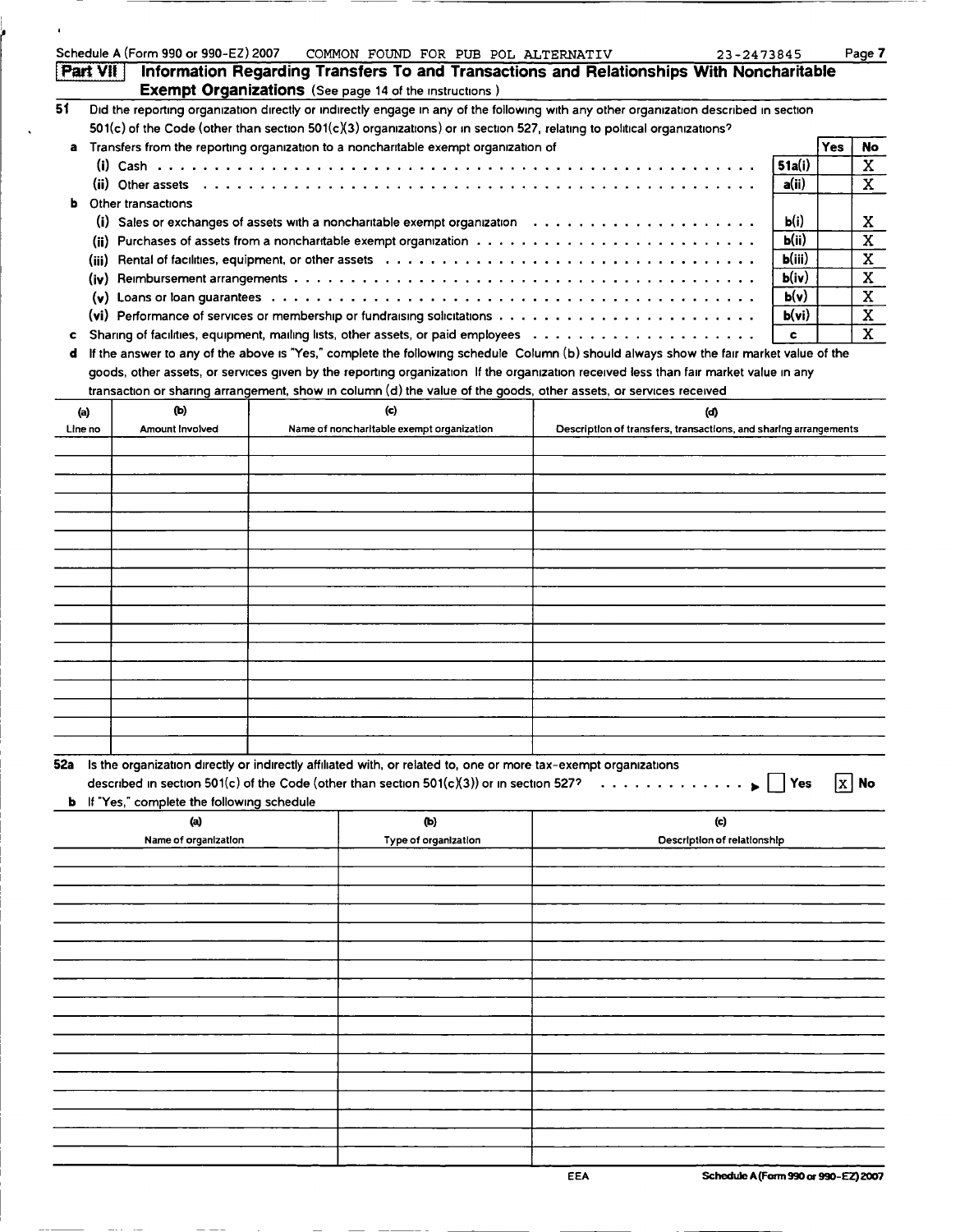Schedule A (Form 990 or 990-EZ) 2007 COMMON FOUND FOR PUB POL ALTERNATIV 23-2473845

## Part VII Information Regarding Transfers To and Transactions and Relationships With Noncharitable Exempt Organizations (See page 14 of the instructions.)

**51** Did the reporting organization directly or indirectly engage in any of the following with any other organization described in section 501(c) of the Code (other than section 501(c)(3) organizations) or in section 527, relating to political organizations?

| | | Yes | No |
|---|---|---|---|
| **a** Transfers from the reporting organization to a noncharitable exempt organization of | | | |
| (i) Cash | 51a(i) | | X |
| (ii) Other assets | a(ii) | | X |
| **b** Other transactions | | | |
| (i) Sales or exchanges of assets with a noncharitable exempt organization | b(i) | | X |
| (ii) Purchases of assets from a noncharitable exempt organization | b(ii) | | X |
| (iii) Rental of facilities, equipment, or other assets | b(iii) | | X |
| (iv) Reimbursement arrangements | b(iv) | | X |
| (v) Loans or loan guarantees | b(v) | | X |
| (vi) Performance of services or membership or fundraising solicitations | b(vi) | | X |
| **c** Sharing of facilities, equipment, mailing lists, other assets, or paid employees | c | | X |

**d** If the answer to any of the above is "Yes," complete the following schedule. Column (b) should always show the fair market value of the goods, other assets, or services given by the reporting organization. If the organization received less than fair market value in any transaction or sharing arrangement, show in column (d) the value of the goods, other assets, or services received.

| (a) Line no | (b) Amount involved | (c) Name of noncharitable exempt organization | (d) Description of transfers, transactions, and sharing arrangements |
|---|---|---|---|
| | | | |

**52a** Is the organization directly or indirectly affiliated with, or related to, one or more tax-exempt organizations described in section 501(c) of the Code (other than section 501(c)(3)) or in section 527? ☐ Yes ☒ No

**b** If "Yes," complete the following schedule.

| (a) Name of organization | (b) Type of organization | (c) Description of relationship |
|---|---|---|
| | | |

EEA Schedule A (Form 990 or 990-EZ) 2007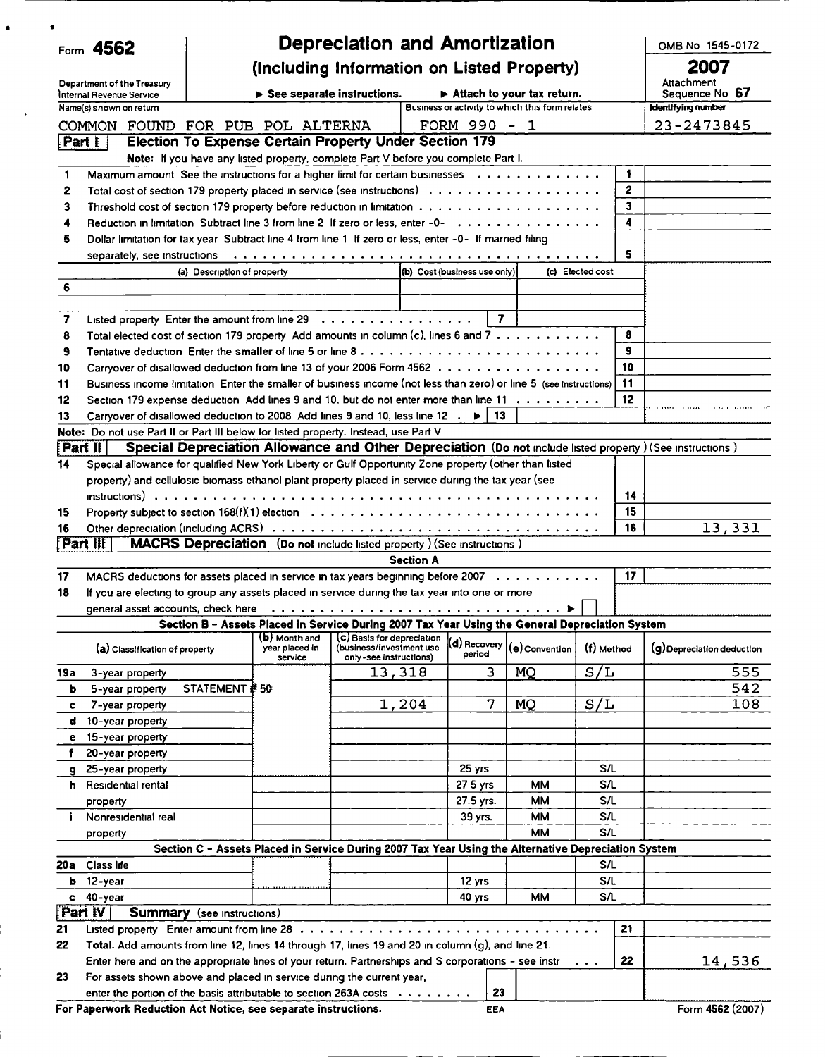Form **4562**

Department of the Treasury
Internal Revenue Service

# Depreciation and Amortization
## (Including Information on Listed Property)

▶ See separate instructions. ▶ Attach to your tax return.

OMB No 1545-0172

**2007**

Attachment Sequence No **67**

| Name(s) shown on return | Business or activity to which this form relates | Identifying number |
|---|---|---|
| COMMON FOUND FOR PUB POL ALTERNA | FORM 990 - 1 | 23-2473845 |

### Part I Election To Expense Certain Property Under Section 179

**Note:** If you have any listed property, complete Part V before you complete Part I.

| | | | |
|---|---|---|---|
| 1 | Maximum amount See the instructions for a higher limit for certain businesses | 1 | |
| 2 | Total cost of section 179 property placed in service (see instructions) | 2 | |
| 3 | Threshold cost of section 179 property before reduction in limitation | 3 | |
| 4 | Reduction in limitation Subtract line 3 from line 2 If zero or less, enter -0- | 4 | |
| 5 | Dollar limitation for tax year Subtract line 4 from line 1 If zero or less, enter -0- If married filing separately, see instructions | 5 | |

| | (a) Description of property | (b) Cost (business use only) | (c) Elected cost |
|---|---|---|---|
| 6 | | | |
| 7 | Listed property Enter the amount from line 29 | 7 | |

| | | | |
|---|---|---|---|
| 8 | Total elected cost of section 179 property Add amounts in column (c), lines 6 and 7 | 8 | |
| 9 | Tentative deduction Enter the **smaller** of line 5 or line 8 | 9 | |
| 10 | Carryover of disallowed deduction from line 13 of your 2006 Form 4562 | 10 | |
| 11 | Business income limitation Enter the smaller of business income (not less than zero) or line 5 (see instructions) | 11 | |
| 12 | Section 179 expense deduction Add lines 9 and 10, but do not enter more than line 11 | 12 | |
| 13 | Carryover of disallowed deduction to 2008 Add lines 9 and 10, less line 12 ▶ 13 | | |

**Note:** Do not use Part II or Part III below for listed property. Instead, use Part V

### Part II Special Depreciation Allowance and Other Depreciation (Do not include listed property ) (See instructions )

| | | | |
|---|---|---|---|
| 14 | Special allowance for qualified New York Liberty or Gulf Opportunity Zone property (other than listed property) and cellulosic biomass ethanol plant property placed in service during the tax year (see instructions) | 14 | |
| 15 | Property subject to section 168(f)(1) election | 15 | |
| 16 | Other depreciation (including ACRS) | 16 | 13,331 |

### Part III MACRS Depreciation (Do not include listed property ) (See instructions )

**Section A**

| | | | |
|---|---|---|---|
| 17 | MACRS deductions for assets placed in service in tax years beginning before 2007 | 17 | |
| 18 | If you are electing to group any assets placed in service during the tax year into one or more general asset accounts, check here ▶ ☐ | | |

**Section B - Assets Placed in Service During 2007 Tax Year Using the General Depreciation System**

| | (a) Classification of property | (b) Month and year placed in service | (c) Basis for depreciation (business/investment use only-see instructions) | (d) Recovery period | (e) Convention | (f) Method | (g) Depreciation deduction |
|---|---|---|---|---|---|---|---|
| 19a | 3-year property | | 13,318 | 3 | MQ | S/L | 555 |
| b | 5-year property STATEMENT # 50 | | | | | | 542 |
| c | 7-year property | | 1,204 | 7 | MQ | S/L | 108 |
| d | 10-year property | | | | | | |
| e | 15-year property | | | | | | |
| f | 20-year property | | | | | | |
| g | 25-year property | | | 25 yrs | | S/L | |
| h | Residential rental property | | | 27 5 yrs | MM | S/L | |
| | | | | 27.5 yrs. | MM | S/L | |
| i | Nonresidential real property | | | 39 yrs. | MM | S/L | |
| | | | | | MM | S/L | |

**Section C - Assets Placed in Service During 2007 Tax Year Using the Alternative Depreciation System**

| | | | | | | | |
|---|---|---|---|---|---|---|---|
| 20a | Class life | | | | | S/L | |
| b | 12-year | | | 12 yrs | | S/L | |
| c | 40-year | | | 40 yrs | MM | S/L | |

### Part IV Summary (see instructions)

| | | | |
|---|---|---|---|
| 21 | Listed property Enter amount from line 28 | 21 | |
| 22 | **Total.** Add amounts from line 12, lines 14 through 17, lines 19 and 20 in column (g), and line 21. Enter here and on the appropriate lines of your return. Partnerships and S corporations - see instr | 22 | 14,536 |
| 23 | For assets shown above and placed in service during the current year, enter the portion of the basis attributable to section 263A costs | 23 | |

**For Paperwork Reduction Act Notice, see separate instructions.** EEA Form **4562** (2007)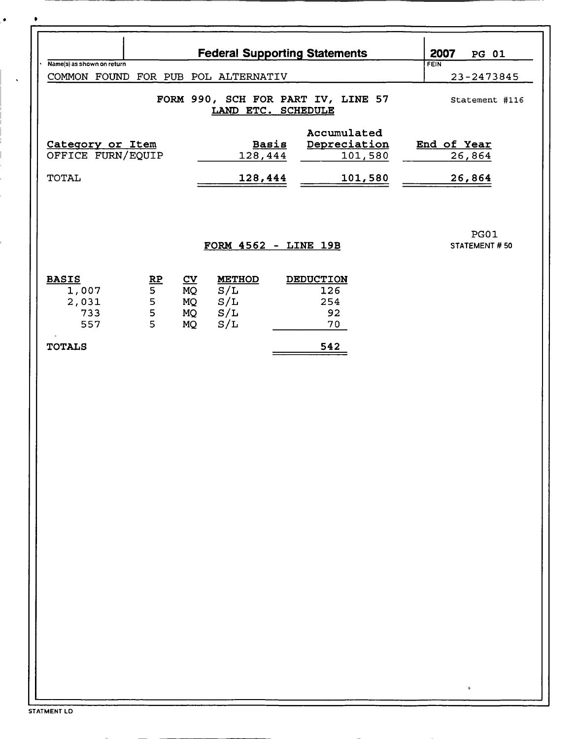# Federal Supporting Statements

**2007** PG 01

Name(s) as shown on return: COMMON FOUND FOR PUB POL ALTERNATIV

FEIN: 23-2473845

## FORM 990, SCH FOR PART IV, LINE 57 LAND ETC. SCHEDULE

Statement #116

| Category or Item | Basis | Accumulated Depreciation | End of Year |
|---|---|---|---|
| OFFICE FURN/EQUIP | 128,444 | 101,580 | 26,864 |
| TOTAL | 128,444 | 101,580 | 26,864 |

## FORM 4562 - LINE 19B

PG01
STATEMENT # 50

| BASIS | RP | CV | METHOD | DEDUCTION |
|---|---|---|---|---|
| 1,007 | 5 | MQ | S/L | 126 |
| 2,031 | 5 | MQ | S/L | 254 |
| 733 | 5 | MQ | S/L | 92 |
| 557 | 5 | MQ | S/L | 70 |
| TOTALS | | | | 542 |

STATMENT LD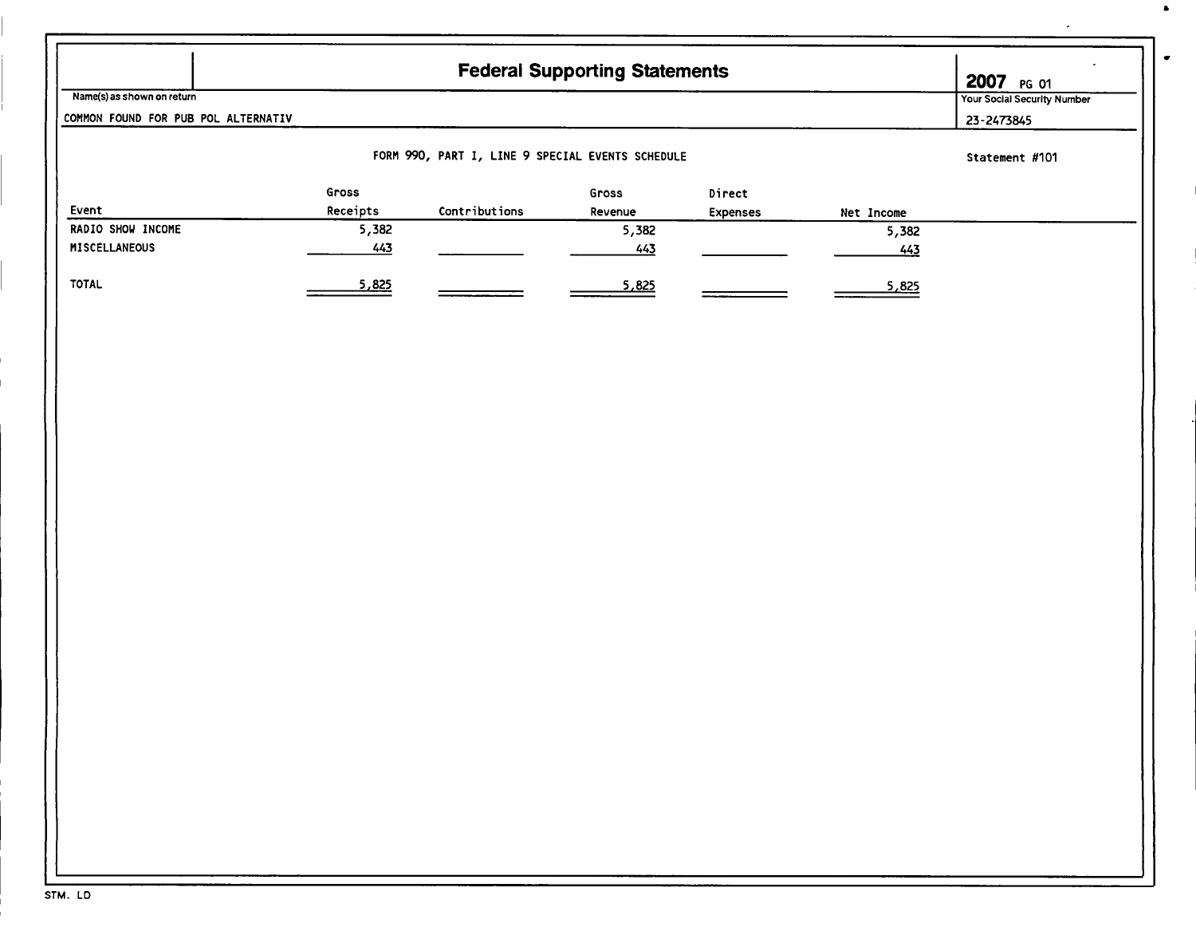# Federal Supporting Statements

**2007** PG 01

Name(s) as shown on return: COMMON FOUND FOR PUB POL ALTERNATIV

Your Social Security Number: 23-2473845

FORM 990, PART I, LINE 9 SPECIAL EVENTS SCHEDULE

Statement #101

| Event | Gross Receipts | Contributions | Gross Revenue | Direct Expenses | Net Income |
|---|---|---|---|---|---|
| RADIO SHOW INCOME | 5,382 | | 5,382 | | 5,382 |
| MISCELLANEOUS | 443 | | 443 | | 443 |
| TOTAL | 5,825 | | 5,825 | | 5,825 |

STM. LD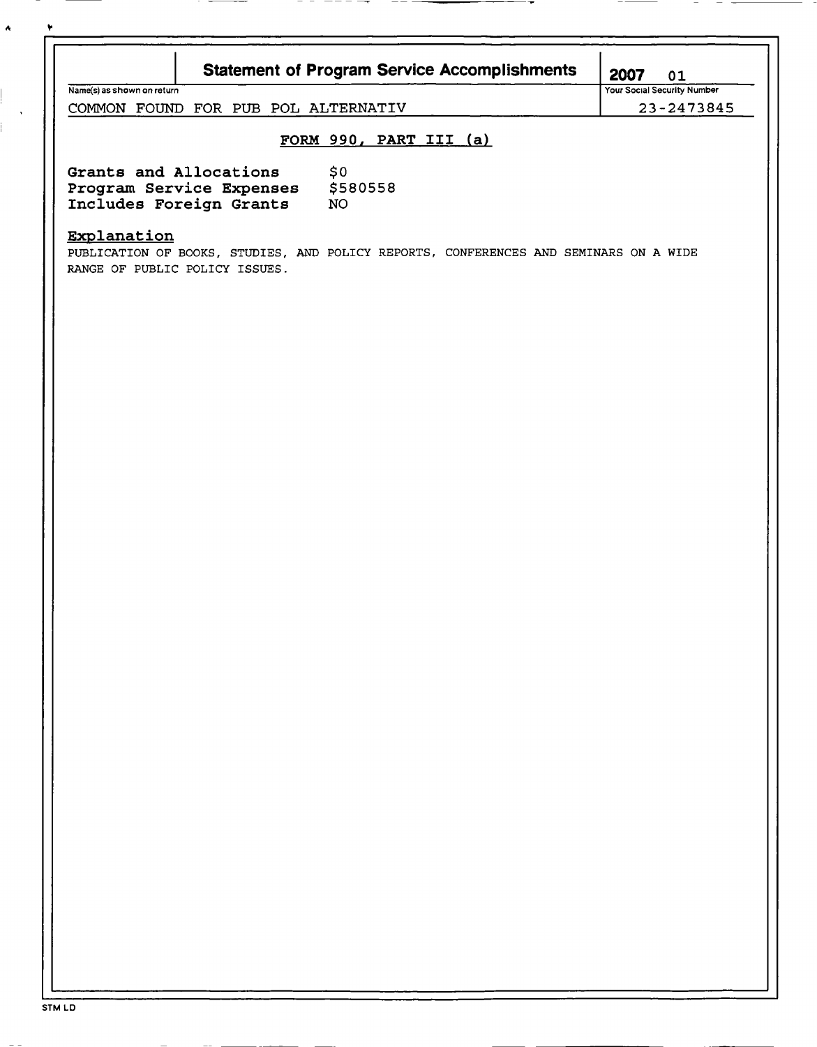# Statement of Program Service Accomplishments

**2007 01**

| Name(s) as shown on return | Your Social Security Number |
| --- | --- |
| COMMON FOUND FOR PUB POL ALTERNATIV | 23-2473845 |

## FORM 990, PART III (a)

| | |
| --- | --- |
| Grants and Allocations | $0 |
| Program Service Expenses | $580558 |
| Includes Foreign Grants | NO |

**Explanation**

PUBLICATION OF BOOKS, STUDIES, AND POLICY REPORTS, CONFERENCES AND SEMINARS ON A WIDE RANGE OF PUBLIC POLICY ISSUES.

STM LD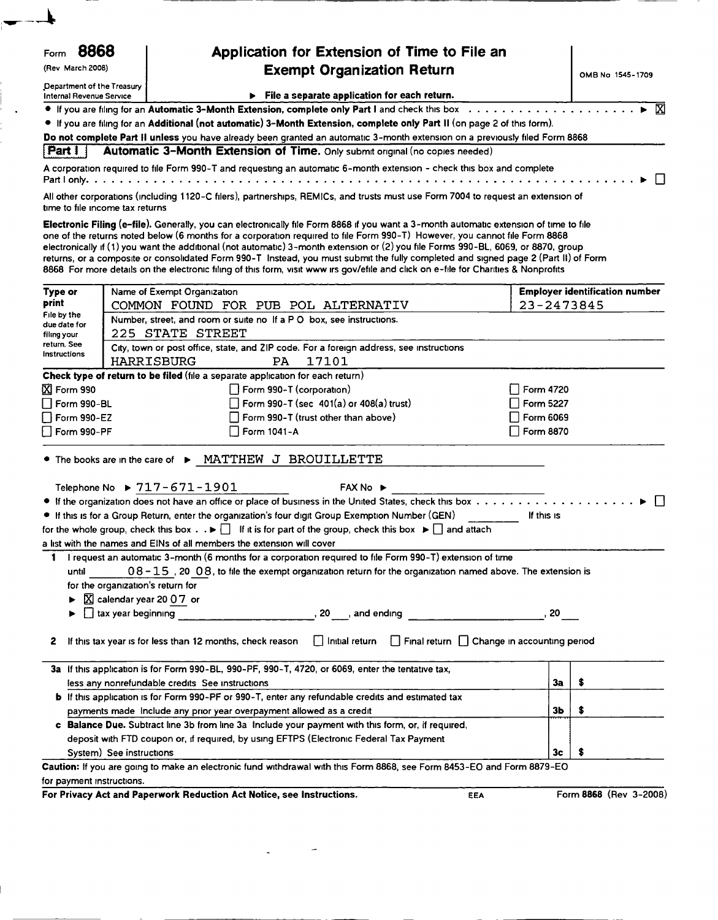Form **8868**
(Rev March 2008)
Department of the Treasury
Internal Revenue Service

# Application for Extension of Time to File an Exempt Organization Return

OMB No 1545-1709

▶ **File a separate application for each return.**

- If you are filing for an **Automatic 3-Month Extension, complete only Part I** and check this box ▶ ☒
- If you are filing for an **Additional (not automatic) 3-Month Extension, complete only Part II** (on page 2 of this form).

**Do not complete Part II unless** you have already been granted an automatic 3-month extension on a previously filed Form 8868

## Part I Automatic 3-Month Extension of Time. Only submit original (no copies needed)

A corporation required to file Form 990-T and requesting an automatic 6-month extension - check this box and complete Part I only ▶ ☐

All other corporations (including 1120-C filers), partnerships, REMICs, and trusts must use Form 7004 to request an extension of time to file income tax returns

**Electronic Filing (e-file).** Generally, you can electronically file Form 8868 if you want a 3-month automatic extension of time to file one of the returns noted below (6 months for a corporation required to file Form 990-T) However, you cannot file Form 8868 electronically if (1) you want the additional (not automatic) 3-month extension or (2) you file Forms 990-BL, 6069, or 8870, group returns, or a composite or consolidated Form 990-T Instead, you must submit the fully completed and signed page 2 (Part II) of Form 8868 For more details on the electronic filing of this form, visit www irs gov/efile and click on e-file for Charities & Nonprofits

| | | |
|---|---|---|
| **Type or print** File by the due date for filing your return. See instructions | Name of Exempt Organization: COMMON FOUND FOR PUB POL ALTERNATIV | **Employer identification number**: 23-2473845 |
| | Number, street, and room or suite no If a P O box, see instructions: 225 STATE STREET | |
| | City, town or post office, state, and ZIP code. For a foreign address, see instructions: HARRISBURG PA 17101 | |

**Check type of return to be filed** (file a separate application for each return)

| | | |
|---|---|---|
| ☒ Form 990 | ☐ Form 990-T (corporation) | ☐ Form 4720 |
| ☐ Form 990-BL | ☐ Form 990-T (sec 401(a) or 408(a) trust) | ☐ Form 5227 |
| ☐ Form 990-EZ | ☐ Form 990-T (trust other than above) | ☐ Form 6069 |
| ☐ Form 990-PF | ☐ Form 1041-A | ☐ Form 8870 |

- The books are in the care of ▶ MATTHEW J BROUILLETTE

Telephone No ▶ 717-671-1901 FAX No ▶

- If the organization does not have an office or place of business in the United States, check this box ▶ ☐
- If this is for a Group Return, enter the organization's four digit Group Exemption Number (GEN) ______ If this is for the whole group, check this box ▶ ☐ If it is for part of the group, check this box ▶ ☐ and attach a list with the names and EINs of all members the extension will cover

**1** I request an automatic 3-month (6 months for a corporation required to file Form 990-T) extension of time until 08-15 , 20 08, to file the exempt organization return for the organization named above. The extension is for the organization's return for
▶ ☒ calendar year 20 07 or
▶ ☐ tax year beginning __________, 20 __, and ending __________, 20 __

**2** If this tax year is for less than 12 months, check reason ☐ Initial return ☐ Final return ☐ Change in accounting period

| | | |
|---|---|---|
| **3a** If this application is for Form 990-BL, 990-PF, 990-T, 4720, or 6069, enter the tentative tax, less any nonrefundable credits See instructions | 3a | $ |
| **b** If this application is for Form 990-PF or 990-T, enter any refundable credits and estimated tax payments made Include any prior year overpayment allowed as a credit | 3b | $ |
| **c Balance Due.** Subtract line 3b from line 3a Include your payment with this form, or, if required, deposit with FTD coupon or, if required, by using EFTPS (Electronic Federal Tax Payment System) See instructions | 3c | $ |

**Caution:** If you are going to make an electronic fund withdrawal with this Form 8868, see Form 8453-EO and Form 8879-EO for payment instructions.

**For Privacy Act and Paperwork Reduction Act Notice, see Instructions.** EEA Form **8868** (Rev 3-2008)